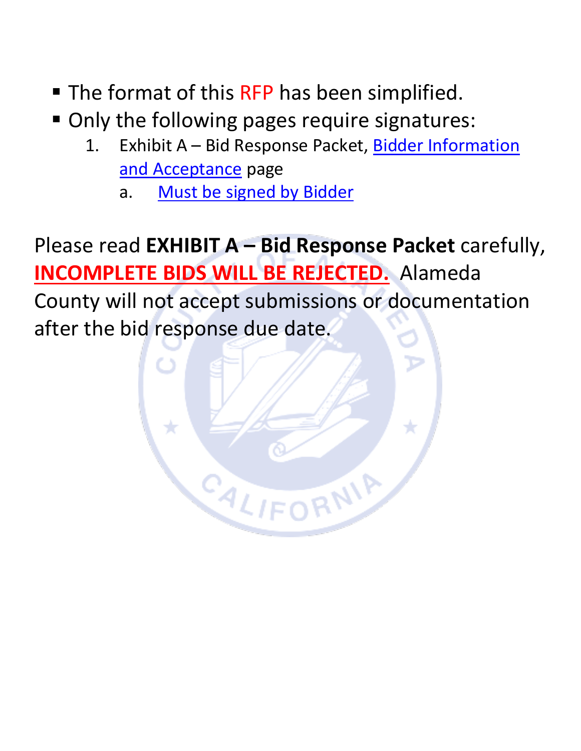- The format of this RFP has been simplified.
- Only the following pages require signatures:
  1. Exhibit A – Bid Response Packet, Bidder Information and Acceptance page
     a. Must be signed by Bidder

Please read **EXHIBIT A – Bid Response Packet** carefully, **INCOMPLETE BIDS WILL BE REJECTED.** Alameda County will not accept submissions or documentation after the bid response due date.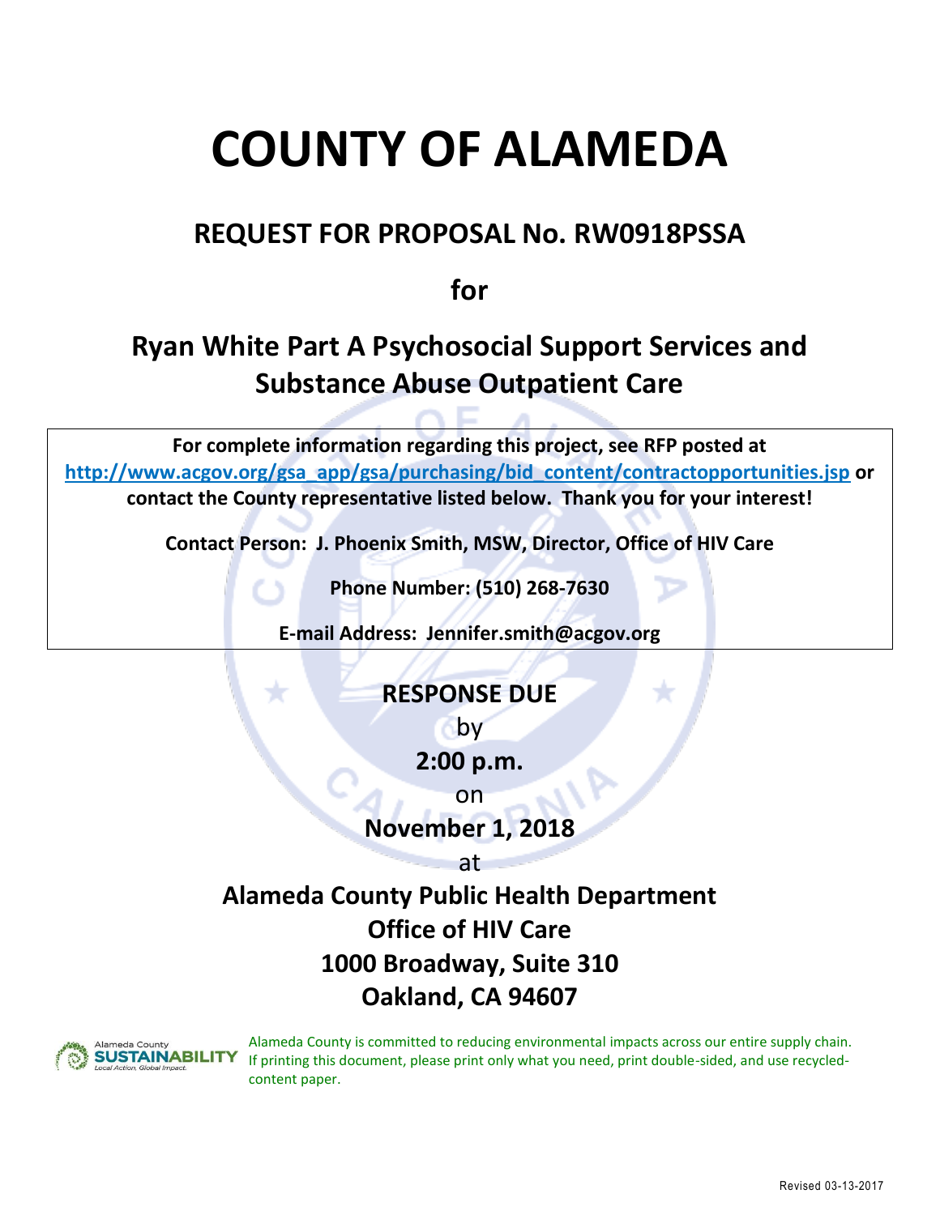# COUNTY OF ALAMEDA

## REQUEST FOR PROPOSAL No. RW0918PSSA

**for**

## Ryan White Part A Psychosocial Support Services and Substance Abuse Outpatient Care

**For complete information regarding this project, see RFP posted at [http://www.acgov.org/gsa_app/gsa/purchasing/bid_content/contractopportunities.jsp](http://www.acgov.org/gsa_app/gsa/purchasing/bid_content/contractopportunities.jsp) or contact the County representative listed below. Thank you for your interest!**

**Contact Person: J. Phoenix Smith, MSW, Director, Office of HIV Care**

**Phone Number: (510) 268-7630**

**E-mail Address: Jennifer.smith@acgov.org**

**RESPONSE DUE**

by

**2:00 p.m.**

on

**November 1, 2018**

at

**Alameda County Public Health Department**
**Office of HIV Care**
**1000 Broadway, Suite 310**
**Oakland, CA 94607**

Alameda County is committed to reducing environmental impacts across our entire supply chain. If printing this document, please print only what you need, print double-sided, and use recycled-content paper.

Revised 03-13-2017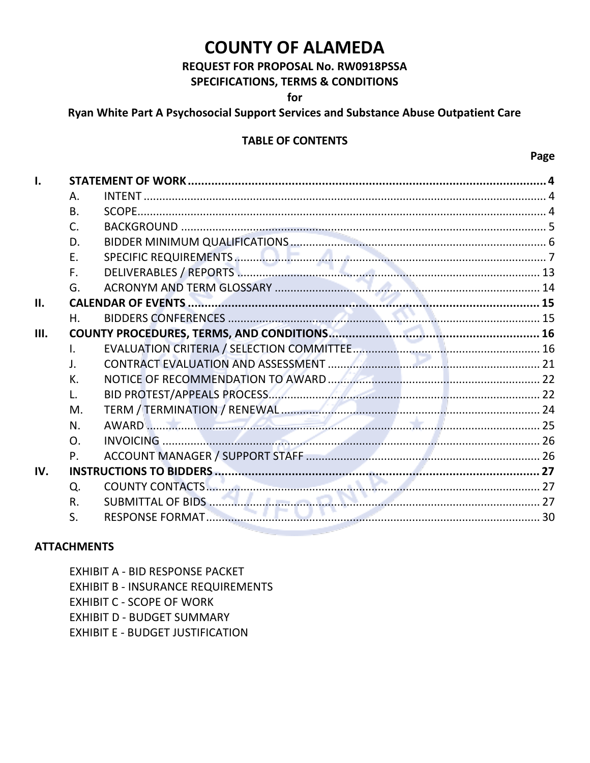# COUNTY OF ALAMEDA

## REQUEST FOR PROPOSAL No. RW0918PSSA

## SPECIFICATIONS, TERMS & CONDITIONS

**for**

## Ryan White Part A Psychosocial Support Services and Substance Abuse Outpatient Care

### TABLE OF CONTENTS

| | | | Page |
|---|---|---|---|
| **I.** | **STATEMENT OF WORK** | | **4** |
| | A. | INTENT | 4 |
| | B. | SCOPE | 4 |
| | C. | BACKGROUND | 5 |
| | D. | BIDDER MINIMUM QUALIFICATIONS | 6 |
| | E. | SPECIFIC REQUIREMENTS | 7 |
| | F. | DELIVERABLES / REPORTS | 13 |
| | G. | ACRONYM AND TERM GLOSSARY | 14 |
| **II.** | **CALENDAR OF EVENTS** | | **15** |
| | H. | BIDDERS CONFERENCES | 15 |
| **III.** | **COUNTY PROCEDURES, TERMS, AND CONDITIONS** | | **16** |
| | I. | EVALUATION CRITERIA / SELECTION COMMITTEE | 16 |
| | J. | CONTRACT EVALUATION AND ASSESSMENT | 21 |
| | K. | NOTICE OF RECOMMENDATION TO AWARD | 22 |
| | L. | BID PROTEST/APPEALS PROCESS | 22 |
| | M. | TERM / TERMINATION / RENEWAL | 24 |
| | N. | AWARD | 25 |
| | O. | INVOICING | 26 |
| | P. | ACCOUNT MANAGER / SUPPORT STAFF | 26 |
| **IV.** | **INSTRUCTIONS TO BIDDERS** | | **27** |
| | Q. | COUNTY CONTACTS | 27 |
| | R. | SUBMITTAL OF BIDS | 27 |
| | S. | RESPONSE FORMAT | 30 |

### ATTACHMENTS

EXHIBIT A - BID RESPONSE PACKET

EXHIBIT B - INSURANCE REQUIREMENTS

EXHIBIT C - SCOPE OF WORK

EXHIBIT D - BUDGET SUMMARY

EXHIBIT E - BUDGET JUSTIFICATION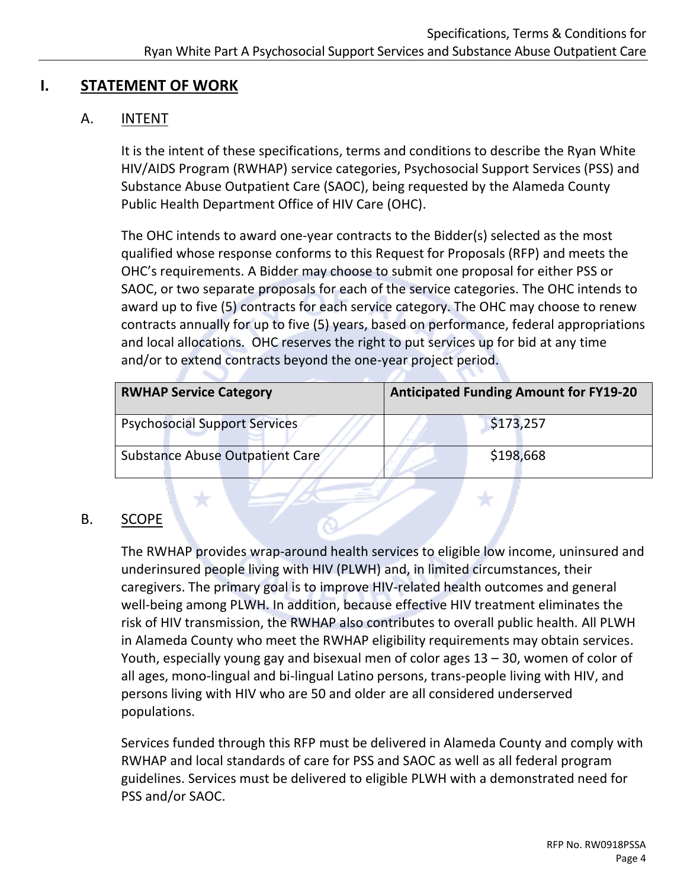## I. STATEMENT OF WORK

### A. INTENT

It is the intent of these specifications, terms and conditions to describe the Ryan White HIV/AIDS Program (RWHAP) service categories, Psychosocial Support Services (PSS) and Substance Abuse Outpatient Care (SAOC), being requested by the Alameda County Public Health Department Office of HIV Care (OHC).

The OHC intends to award one-year contracts to the Bidder(s) selected as the most qualified whose response conforms to this Request for Proposals (RFP) and meets the OHC's requirements. A Bidder may choose to submit one proposal for either PSS or SAOC, or two separate proposals for each of the service categories. The OHC intends to award up to five (5) contracts for each service category. The OHC may choose to renew contracts annually for up to five (5) years, based on performance, federal appropriations and local allocations. OHC reserves the right to put services up for bid at any time and/or to extend contracts beyond the one-year project period.

| RWHAP Service Category | Anticipated Funding Amount for FY19-20 |
|---|---|
| Psychosocial Support Services | $173,257 |
| Substance Abuse Outpatient Care | $198,668 |

### B. SCOPE

The RWHAP provides wrap-around health services to eligible low income, uninsured and underinsured people living with HIV (PLWH) and, in limited circumstances, their caregivers. The primary goal is to improve HIV-related health outcomes and general well-being among PLWH. In addition, because effective HIV treatment eliminates the risk of HIV transmission, the RWHAP also contributes to overall public health. All PLWH in Alameda County who meet the RWHAP eligibility requirements may obtain services. Youth, especially young gay and bisexual men of color ages 13 – 30, women of color of all ages, mono-lingual and bi-lingual Latino persons, trans-people living with HIV, and persons living with HIV who are 50 and older are all considered underserved populations.

Services funded through this RFP must be delivered in Alameda County and comply with RWHAP and local standards of care for PSS and SAOC as well as all federal program guidelines. Services must be delivered to eligible PLWH with a demonstrated need for PSS and/or SAOC.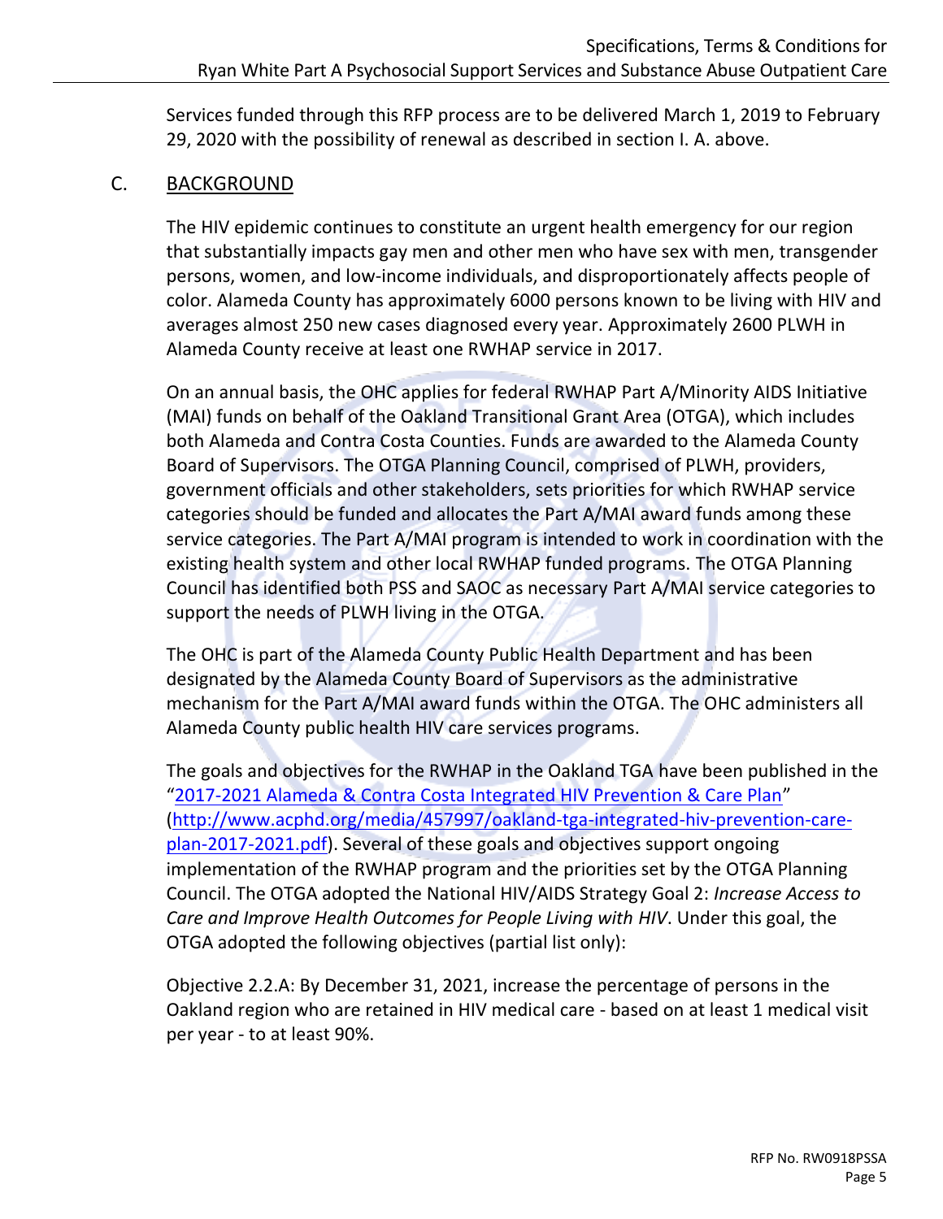Services funded through this RFP process are to be delivered March 1, 2019 to February 29, 2020 with the possibility of renewal as described in section I. A. above.

## C. BACKGROUND

The HIV epidemic continues to constitute an urgent health emergency for our region that substantially impacts gay men and other men who have sex with men, transgender persons, women, and low-income individuals, and disproportionately affects people of color. Alameda County has approximately 6000 persons known to be living with HIV and averages almost 250 new cases diagnosed every year. Approximately 2600 PLWH in Alameda County receive at least one RWHAP service in 2017.

On an annual basis, the OHC applies for federal RWHAP Part A/Minority AIDS Initiative (MAI) funds on behalf of the Oakland Transitional Grant Area (OTGA), which includes both Alameda and Contra Costa Counties. Funds are awarded to the Alameda County Board of Supervisors. The OTGA Planning Council, comprised of PLWH, providers, government officials and other stakeholders, sets priorities for which RWHAP service categories should be funded and allocates the Part A/MAI award funds among these service categories. The Part A/MAI program is intended to work in coordination with the existing health system and other local RWHAP funded programs. The OTGA Planning Council has identified both PSS and SAOC as necessary Part A/MAI service categories to support the needs of PLWH living in the OTGA.

The OHC is part of the Alameda County Public Health Department and has been designated by the Alameda County Board of Supervisors as the administrative mechanism for the Part A/MAI award funds within the OTGA. The OHC administers all Alameda County public health HIV care services programs.

The goals and objectives for the RWHAP in the Oakland TGA have been published in the "[2017-2021 Alameda & Contra Costa Integrated HIV Prevention & Care Plan](http://www.acphd.org/media/457997/oakland-tga-integrated-hiv-prevention-care-plan-2017-2021.pdf)" (http://www.acphd.org/media/457997/oakland-tga-integrated-hiv-prevention-care-plan-2017-2021.pdf). Several of these goals and objectives support ongoing implementation of the RWHAP program and the priorities set by the OTGA Planning Council. The OTGA adopted the National HIV/AIDS Strategy Goal 2: *Increase Access to Care and Improve Health Outcomes for People Living with HIV*. Under this goal, the OTGA adopted the following objectives (partial list only):

Objective 2.2.A: By December 31, 2021, increase the percentage of persons in the Oakland region who are retained in HIV medical care - based on at least 1 medical visit per year - to at least 90%.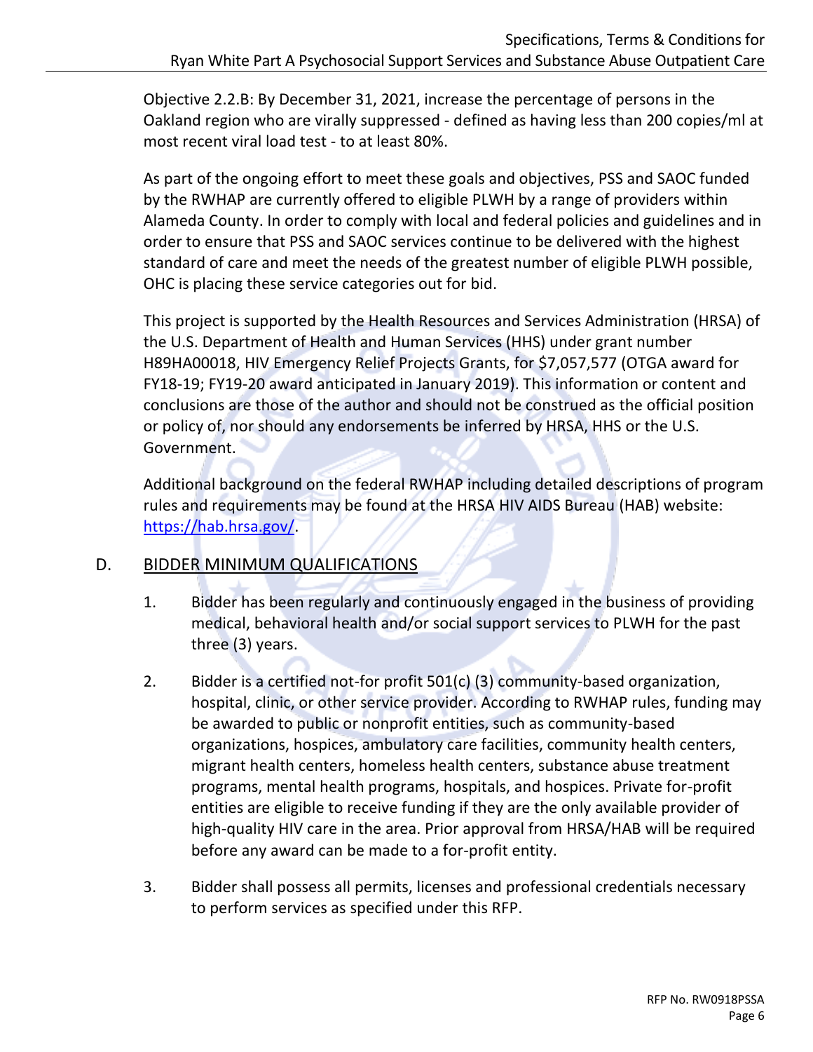Objective 2.2.B: By December 31, 2021, increase the percentage of persons in the Oakland region who are virally suppressed - defined as having less than 200 copies/ml at most recent viral load test - to at least 80%.

As part of the ongoing effort to meet these goals and objectives, PSS and SAOC funded by the RWHAP are currently offered to eligible PLWH by a range of providers within Alameda County. In order to comply with local and federal policies and guidelines and in order to ensure that PSS and SAOC services continue to be delivered with the highest standard of care and meet the needs of the greatest number of eligible PLWH possible, OHC is placing these service categories out for bid.

This project is supported by the Health Resources and Services Administration (HRSA) of the U.S. Department of Health and Human Services (HHS) under grant number H89HA00018, HIV Emergency Relief Projects Grants, for $7,057,577 (OTGA award for FY18-19; FY19-20 award anticipated in January 2019). This information or content and conclusions are those of the author and should not be construed as the official position or policy of, nor should any endorsements be inferred by HRSA, HHS or the U.S. Government.

Additional background on the federal RWHAP including detailed descriptions of program rules and requirements may be found at the HRSA HIV AIDS Bureau (HAB) website: https://hab.hrsa.gov/.

## D. BIDDER MINIMUM QUALIFICATIONS

1. Bidder has been regularly and continuously engaged in the business of providing medical, behavioral health and/or social support services to PLWH for the past three (3) years.

2. Bidder is a certified not-for profit 501(c) (3) community-based organization, hospital, clinic, or other service provider. According to RWHAP rules, funding may be awarded to public or nonprofit entities, such as community-based organizations, hospices, ambulatory care facilities, community health centers, migrant health centers, homeless health centers, substance abuse treatment programs, mental health programs, hospitals, and hospices. Private for-profit entities are eligible to receive funding if they are the only available provider of high-quality HIV care in the area. Prior approval from HRSA/HAB will be required before any award can be made to a for-profit entity.

3. Bidder shall possess all permits, licenses and professional credentials necessary to perform services as specified under this RFP.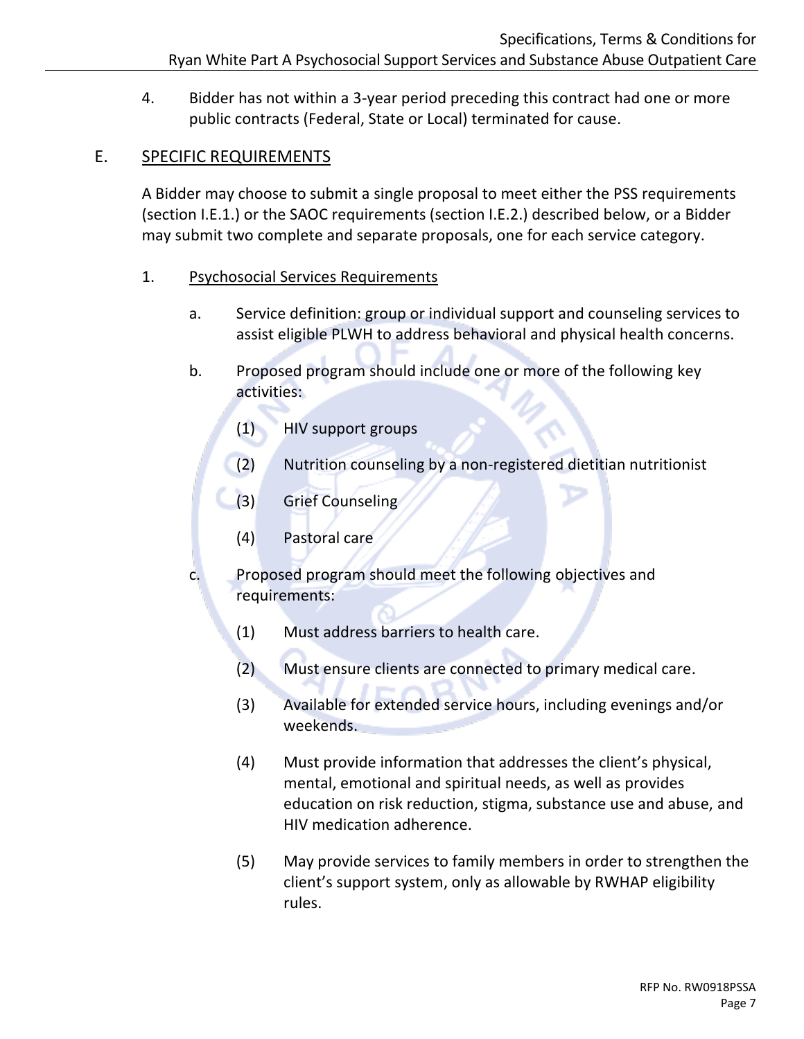4. Bidder has not within a 3-year period preceding this contract had one or more public contracts (Federal, State or Local) terminated for cause.

## E. SPECIFIC REQUIREMENTS

A Bidder may choose to submit a single proposal to meet either the PSS requirements (section I.E.1.) or the SAOC requirements (section I.E.2.) described below, or a Bidder may submit two complete and separate proposals, one for each service category.

### 1. Psychosocial Services Requirements

a. Service definition: group or individual support and counseling services to assist eligible PLWH to address behavioral and physical health concerns.

b. Proposed program should include one or more of the following key activities:

   (1) HIV support groups

   (2) Nutrition counseling by a non-registered dietitian nutritionist

   (3) Grief Counseling

   (4) Pastoral care

c. Proposed program should meet the following objectives and requirements:

   (1) Must address barriers to health care.

   (2) Must ensure clients are connected to primary medical care.

   (3) Available for extended service hours, including evenings and/or weekends.

   (4) Must provide information that addresses the client's physical, mental, emotional and spiritual needs, as well as provides education on risk reduction, stigma, substance use and abuse, and HIV medication adherence.

   (5) May provide services to family members in order to strengthen the client's support system, only as allowable by RWHAP eligibility rules.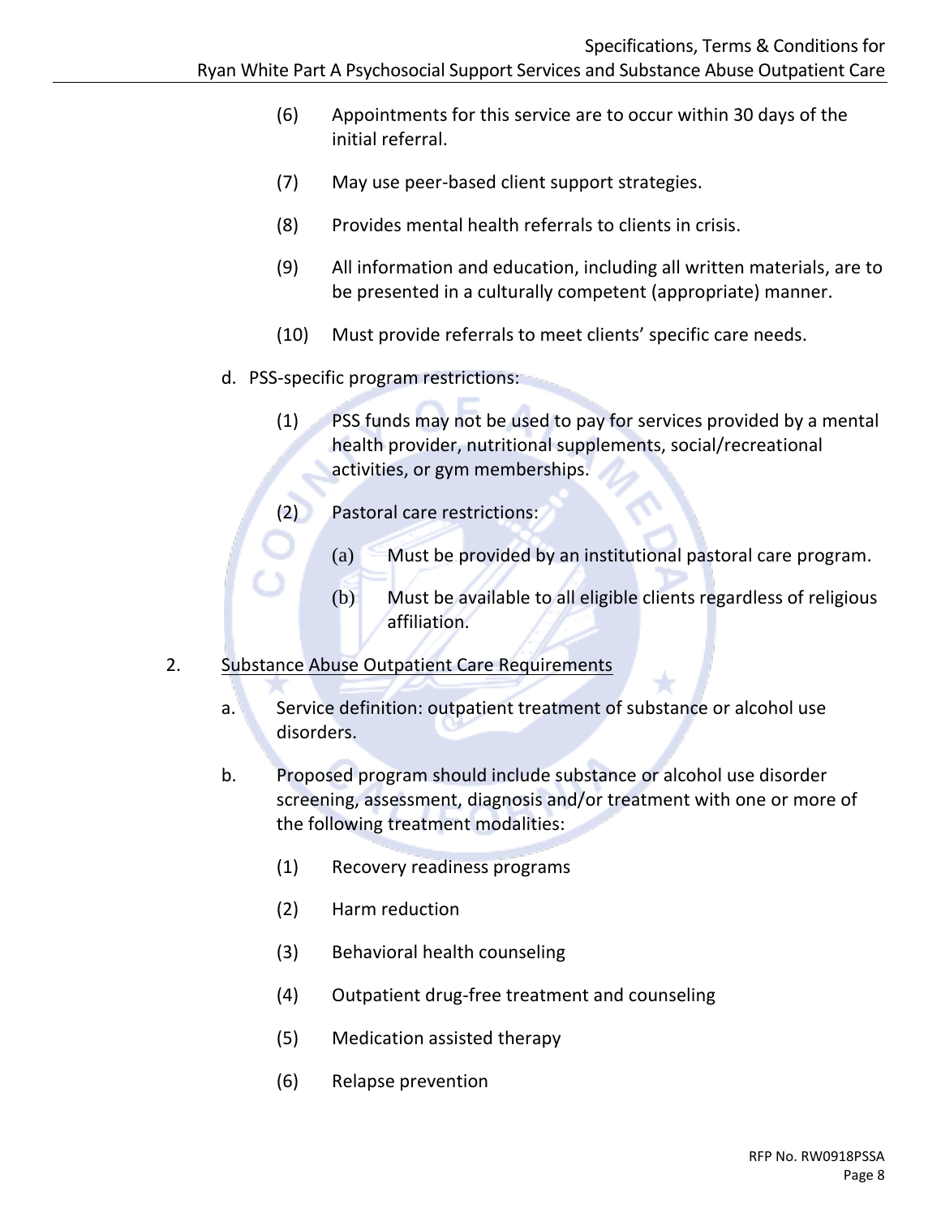(6) Appointments for this service are to occur within 30 days of the initial referral.

(7) May use peer-based client support strategies.

(8) Provides mental health referrals to clients in crisis.

(9) All information and education, including all written materials, are to be presented in a culturally competent (appropriate) manner.

(10) Must provide referrals to meet clients' specific care needs.

d. PSS-specific program restrictions:

(1) PSS funds may not be used to pay for services provided by a mental health provider, nutritional supplements, social/recreational activities, or gym memberships.

(2) Pastoral care restrictions:

(a) Must be provided by an institutional pastoral care program.

(b) Must be available to all eligible clients regardless of religious affiliation.

2. Substance Abuse Outpatient Care Requirements

a. Service definition: outpatient treatment of substance or alcohol use disorders.

b. Proposed program should include substance or alcohol use disorder screening, assessment, diagnosis and/or treatment with one or more of the following treatment modalities:

(1) Recovery readiness programs

(2) Harm reduction

(3) Behavioral health counseling

(4) Outpatient drug-free treatment and counseling

(5) Medication assisted therapy

(6) Relapse prevention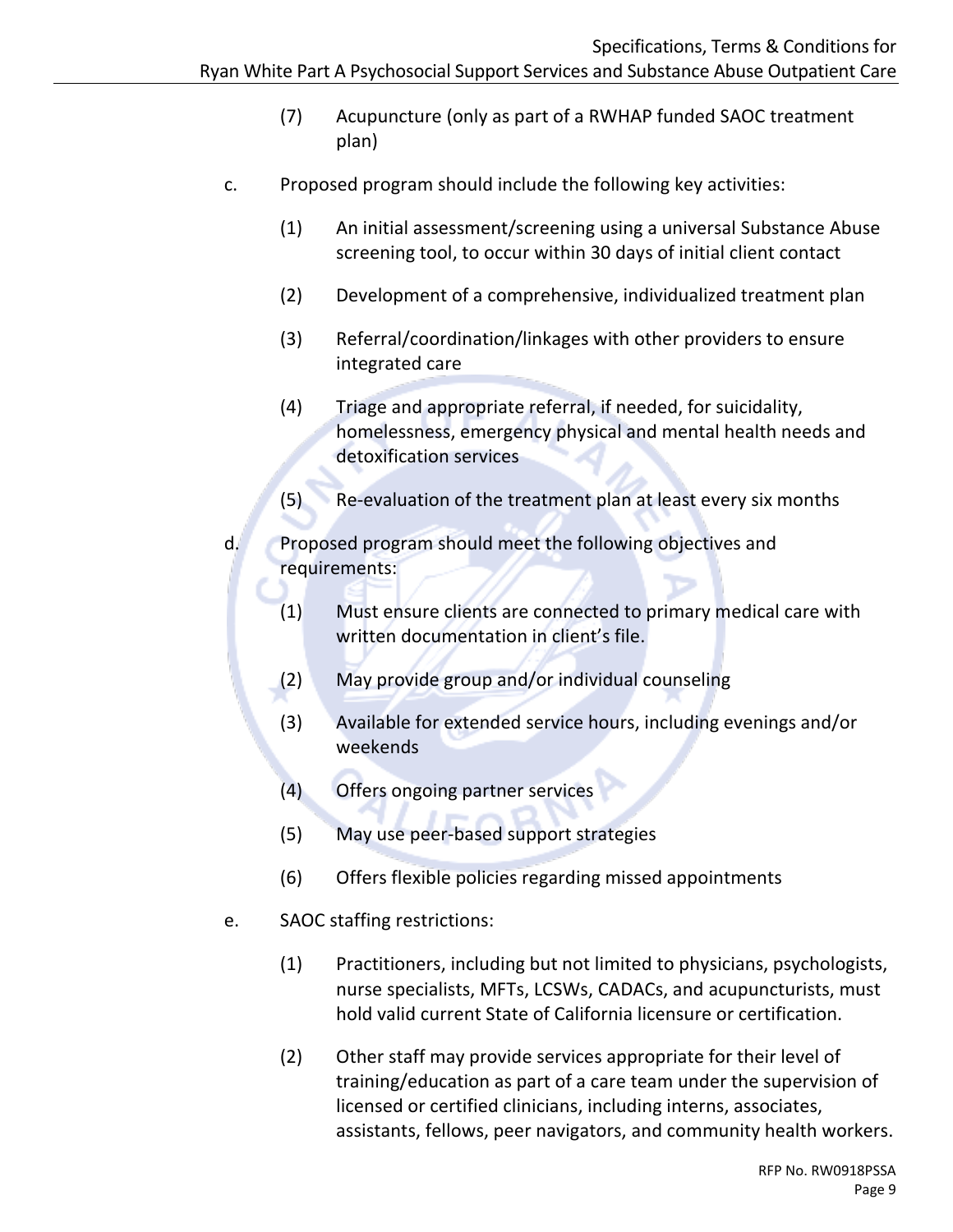(7) Acupuncture (only as part of a RWHAP funded SAOC treatment plan)

c. Proposed program should include the following key activities:

(1) An initial assessment/screening using a universal Substance Abuse screening tool, to occur within 30 days of initial client contact

(2) Development of a comprehensive, individualized treatment plan

(3) Referral/coordination/linkages with other providers to ensure integrated care

(4) Triage and appropriate referral, if needed, for suicidality, homelessness, emergency physical and mental health needs and detoxification services

(5) Re-evaluation of the treatment plan at least every six months

d. Proposed program should meet the following objectives and requirements:

(1) Must ensure clients are connected to primary medical care with written documentation in client's file.

(2) May provide group and/or individual counseling

(3) Available for extended service hours, including evenings and/or weekends

(4) Offers ongoing partner services

(5) May use peer-based support strategies

(6) Offers flexible policies regarding missed appointments

e. SAOC staffing restrictions:

(1) Practitioners, including but not limited to physicians, psychologists, nurse specialists, MFTs, LCSWs, CADACs, and acupuncturists, must hold valid current State of California licensure or certification.

(2) Other staff may provide services appropriate for their level of training/education as part of a care team under the supervision of licensed or certified clinicians, including interns, associates, assistants, fellows, peer navigators, and community health workers.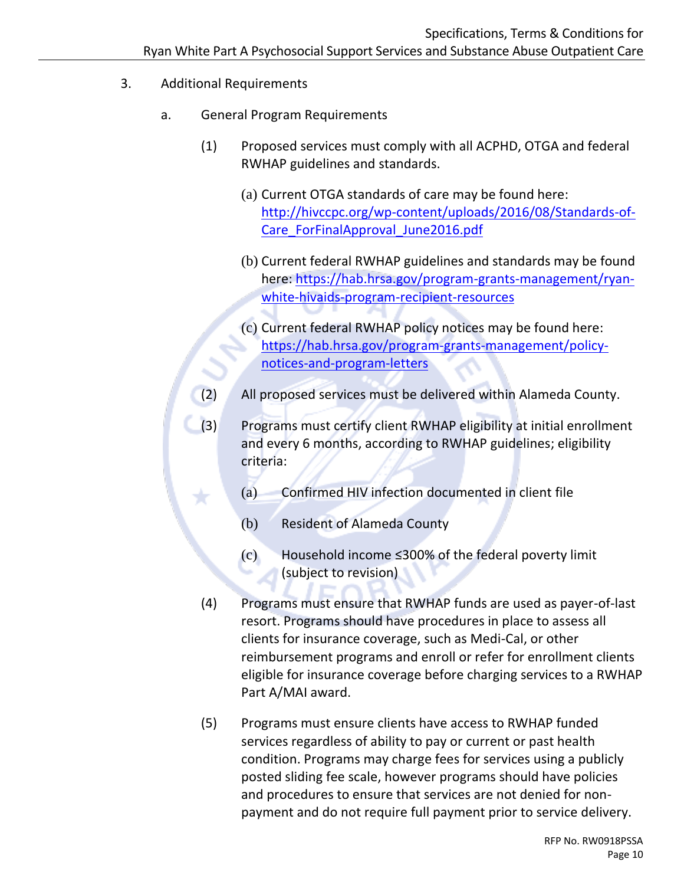3. Additional Requirements

   a. General Program Requirements

      (1) Proposed services must comply with all ACPHD, OTGA and federal RWHAP guidelines and standards.

         (a) Current OTGA standards of care may be found here: http://hivccpc.org/wp-content/uploads/2016/08/Standards-of-Care_ForFinalApproval_June2016.pdf

         (b) Current federal RWHAP guidelines and standards may be found here: https://hab.hrsa.gov/program-grants-management/ryan-white-hivaids-program-recipient-resources

         (c) Current federal RWHAP policy notices may be found here: https://hab.hrsa.gov/program-grants-management/policy-notices-and-program-letters

      (2) All proposed services must be delivered within Alameda County.

      (3) Programs must certify client RWHAP eligibility at initial enrollment and every 6 months, according to RWHAP guidelines; eligibility criteria:

         (a) Confirmed HIV infection documented in client file

         (b) Resident of Alameda County

         (c) Household income ≤300% of the federal poverty limit (subject to revision)

      (4) Programs must ensure that RWHAP funds are used as payer-of-last resort. Programs should have procedures in place to assess all clients for insurance coverage, such as Medi-Cal, or other reimbursement programs and enroll or refer for enrollment clients eligible for insurance coverage before charging services to a RWHAP Part A/MAI award.

      (5) Programs must ensure clients have access to RWHAP funded services regardless of ability to pay or current or past health condition. Programs may charge fees for services using a publicly posted sliding fee scale, however programs should have policies and procedures to ensure that services are not denied for non-payment and do not require full payment prior to service delivery.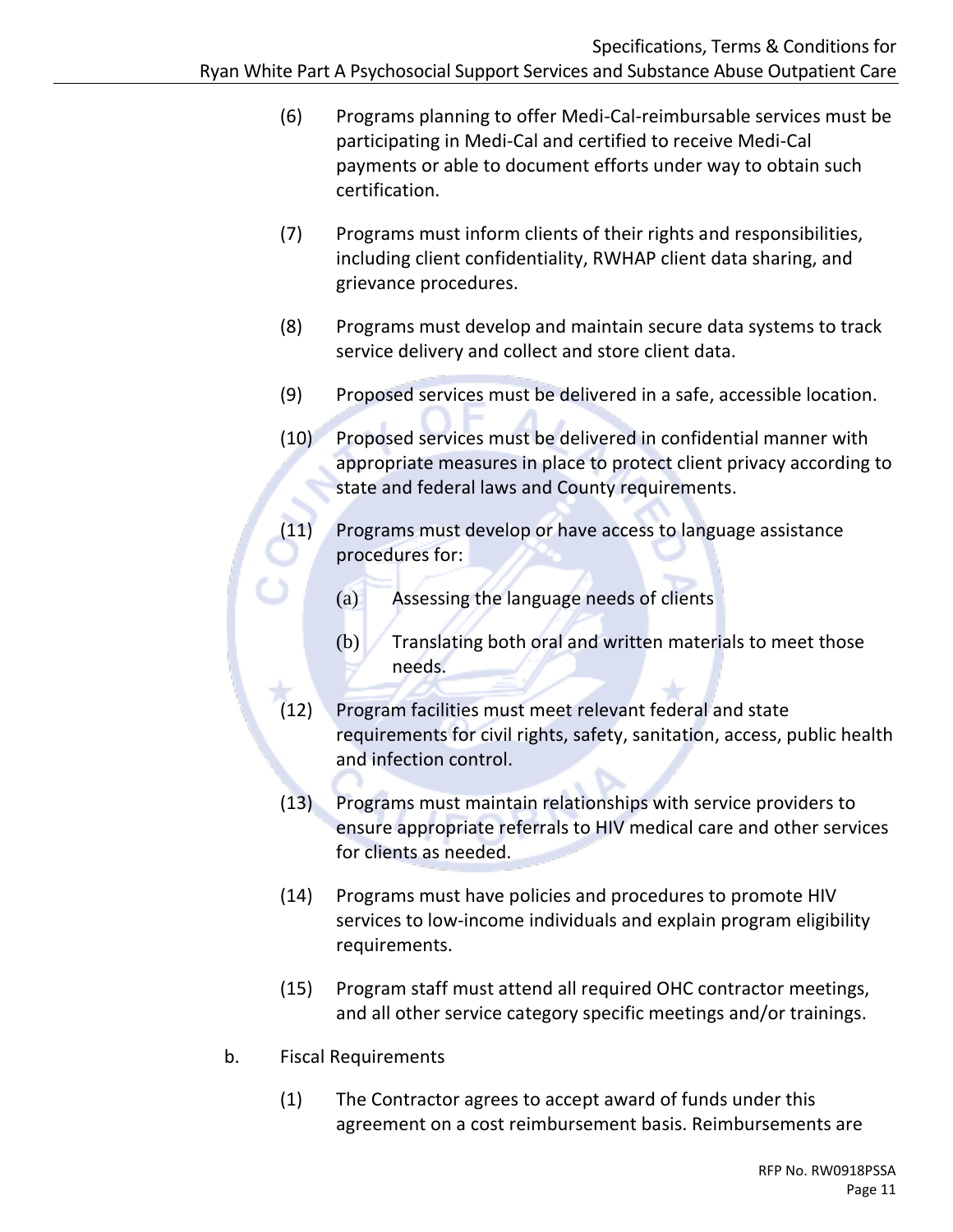(6) Programs planning to offer Medi-Cal-reimbursable services must be participating in Medi-Cal and certified to receive Medi-Cal payments or able to document efforts under way to obtain such certification.

(7) Programs must inform clients of their rights and responsibilities, including client confidentiality, RWHAP client data sharing, and grievance procedures.

(8) Programs must develop and maintain secure data systems to track service delivery and collect and store client data.

(9) Proposed services must be delivered in a safe, accessible location.

(10) Proposed services must be delivered in confidential manner with appropriate measures in place to protect client privacy according to state and federal laws and County requirements.

(11) Programs must develop or have access to language assistance procedures for:

  (a) Assessing the language needs of clients

  (b) Translating both oral and written materials to meet those needs.

(12) Program facilities must meet relevant federal and state requirements for civil rights, safety, sanitation, access, public health and infection control.

(13) Programs must maintain relationships with service providers to ensure appropriate referrals to HIV medical care and other services for clients as needed.

(14) Programs must have policies and procedures to promote HIV services to low-income individuals and explain program eligibility requirements.

(15) Program staff must attend all required OHC contractor meetings, and all other service category specific meetings and/or trainings.

b. Fiscal Requirements

  (1) The Contractor agrees to accept award of funds under this agreement on a cost reimbursement basis. Reimbursements are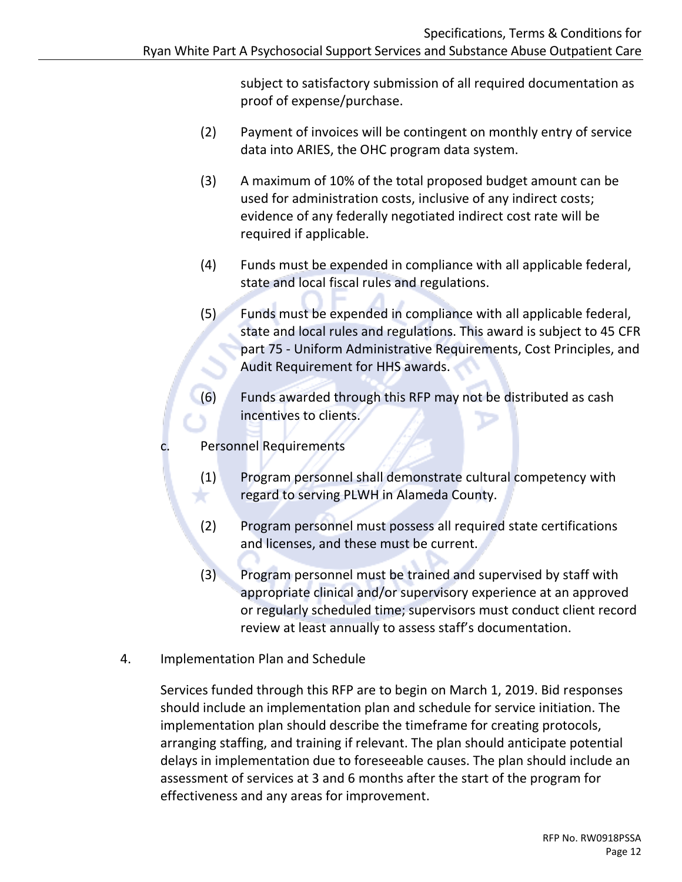subject to satisfactory submission of all required documentation as proof of expense/purchase.

(2) Payment of invoices will be contingent on monthly entry of service data into ARIES, the OHC program data system.

(3) A maximum of 10% of the total proposed budget amount can be used for administration costs, inclusive of any indirect costs; evidence of any federally negotiated indirect cost rate will be required if applicable.

(4) Funds must be expended in compliance with all applicable federal, state and local fiscal rules and regulations.

(5) Funds must be expended in compliance with all applicable federal, state and local rules and regulations. This award is subject to 45 CFR part 75 - Uniform Administrative Requirements, Cost Principles, and Audit Requirement for HHS awards.

(6) Funds awarded through this RFP may not be distributed as cash incentives to clients.

c. Personnel Requirements

(1) Program personnel shall demonstrate cultural competency with regard to serving PLWH in Alameda County.

(2) Program personnel must possess all required state certifications and licenses, and these must be current.

(3) Program personnel must be trained and supervised by staff with appropriate clinical and/or supervisory experience at an approved or regularly scheduled time; supervisors must conduct client record review at least annually to assess staff's documentation.

4. Implementation Plan and Schedule

Services funded through this RFP are to begin on March 1, 2019. Bid responses should include an implementation plan and schedule for service initiation. The implementation plan should describe the timeframe for creating protocols, arranging staffing, and training if relevant. The plan should anticipate potential delays in implementation due to foreseeable causes. The plan should include an assessment of services at 3 and 6 months after the start of the program for effectiveness and any areas for improvement.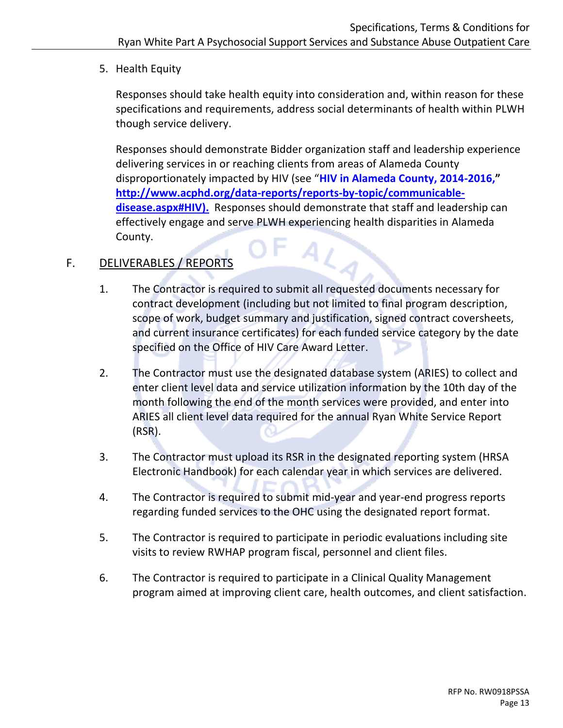5. Health Equity

   Responses should take health equity into consideration and, within reason for these specifications and requirements, address social determinants of health within PLWH though service delivery.

   Responses should demonstrate Bidder organization staff and leadership experience delivering services in or reaching clients from areas of Alameda County disproportionately impacted by HIV (see "**HIV in Alameda County, 2014-2016,**" **http://www.acphd.org/data-reports/reports-by-topic/communicable-disease.aspx#HIV).** Responses should demonstrate that staff and leadership can effectively engage and serve PLWH experiencing health disparities in Alameda County.

## F. DELIVERABLES / REPORTS

1. The Contractor is required to submit all requested documents necessary for contract development (including but not limited to final program description, scope of work, budget summary and justification, signed contract coversheets, and current insurance certificates) for each funded service category by the date specified on the Office of HIV Care Award Letter.

2. The Contractor must use the designated database system (ARIES) to collect and enter client level data and service utilization information by the 10th day of the month following the end of the month services were provided, and enter into ARIES all client level data required for the annual Ryan White Service Report (RSR).

3. The Contractor must upload its RSR in the designated reporting system (HRSA Electronic Handbook) for each calendar year in which services are delivered.

4. The Contractor is required to submit mid-year and year-end progress reports regarding funded services to the OHC using the designated report format.

5. The Contractor is required to participate in periodic evaluations including site visits to review RWHAP program fiscal, personnel and client files.

6. The Contractor is required to participate in a Clinical Quality Management program aimed at improving client care, health outcomes, and client satisfaction.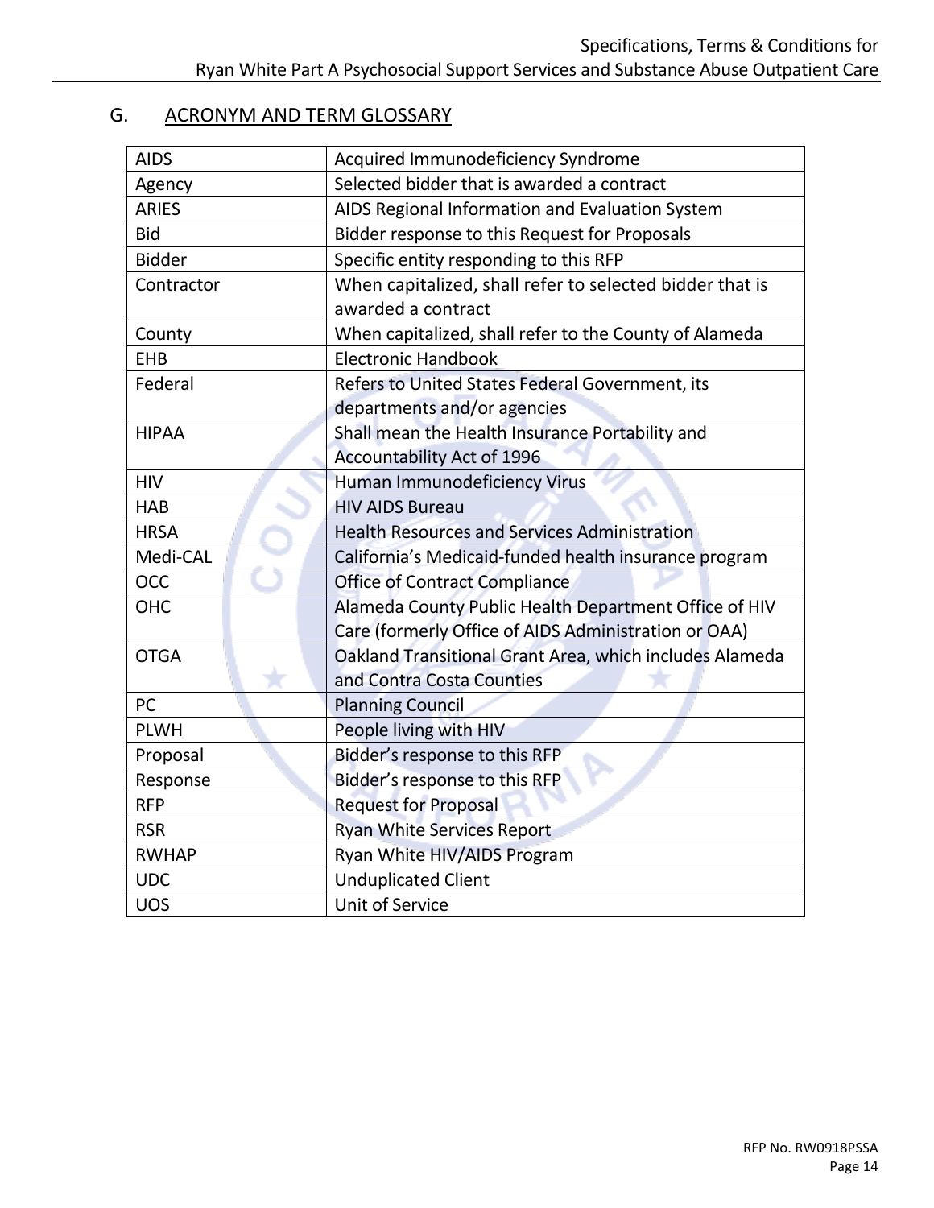## G. ACRONYM AND TERM GLOSSARY

| | |
|---|---|
| AIDS | Acquired Immunodeficiency Syndrome |
| Agency | Selected bidder that is awarded a contract |
| ARIES | AIDS Regional Information and Evaluation System |
| Bid | Bidder response to this Request for Proposals |
| Bidder | Specific entity responding to this RFP |
| Contractor | When capitalized, shall refer to selected bidder that is awarded a contract |
| County | When capitalized, shall refer to the County of Alameda |
| EHB | Electronic Handbook |
| Federal | Refers to United States Federal Government, its departments and/or agencies |
| HIPAA | Shall mean the Health Insurance Portability and Accountability Act of 1996 |
| HIV | Human Immunodeficiency Virus |
| HAB | HIV AIDS Bureau |
| HRSA | Health Resources and Services Administration |
| Medi-CAL | California's Medicaid-funded health insurance program |
| OCC | Office of Contract Compliance |
| OHC | Alameda County Public Health Department Office of HIV Care (formerly Office of AIDS Administration or OAA) |
| OTGA | Oakland Transitional Grant Area, which includes Alameda and Contra Costa Counties |
| PC | Planning Council |
| PLWH | People living with HIV |
| Proposal | Bidder's response to this RFP |
| Response | Bidder's response to this RFP |
| RFP | Request for Proposal |
| RSR | Ryan White Services Report |
| RWHAP | Ryan White HIV/AIDS Program |
| UDC | Unduplicated Client |
| UOS | Unit of Service |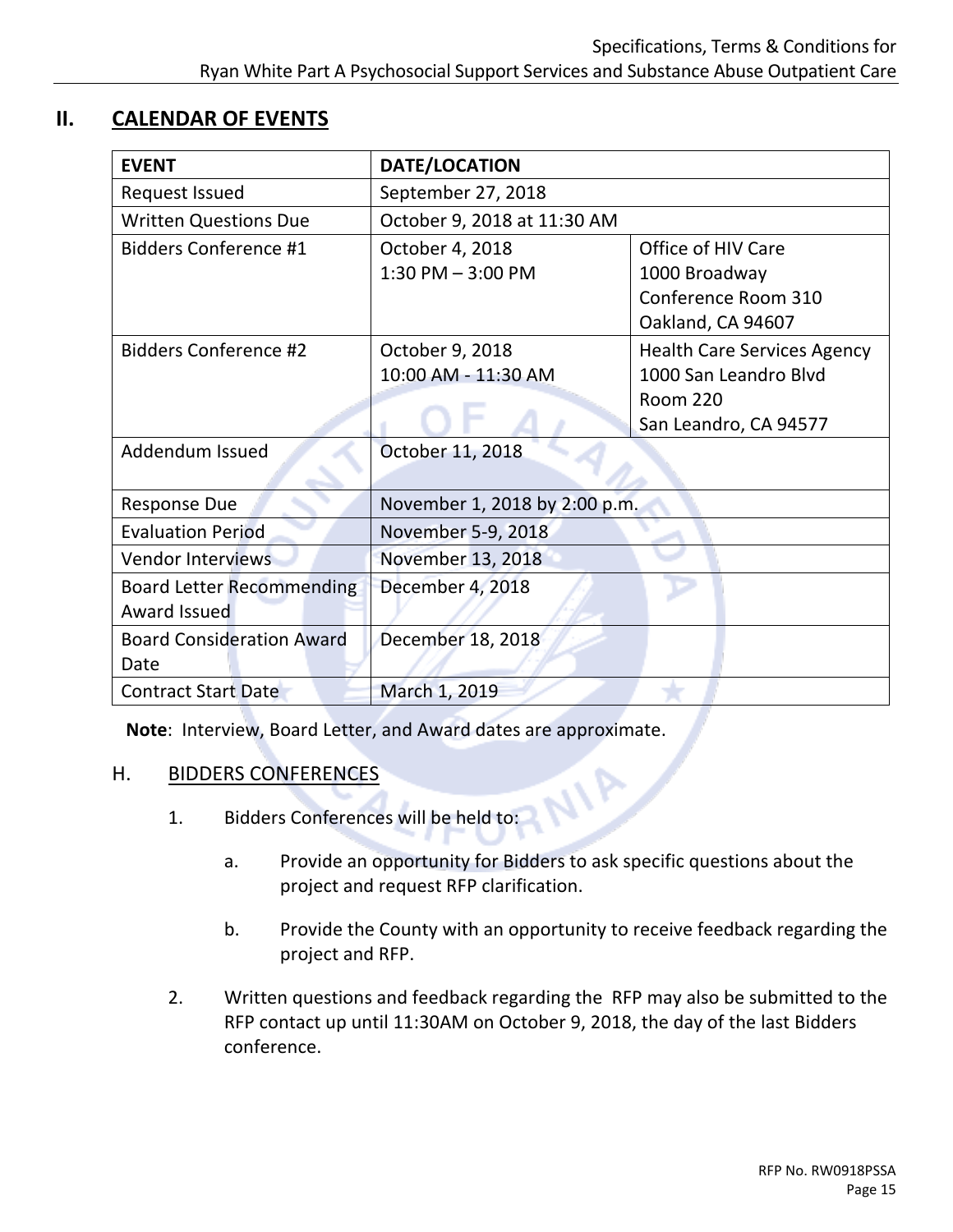## II. CALENDAR OF EVENTS

| EVENT | DATE/LOCATION | |
|---|---|---|
| Request Issued | September 27, 2018 | |
| Written Questions Due | October 9, 2018 at 11:30 AM | |
| Bidders Conference #1 | October 4, 2018<br>1:30 PM – 3:00 PM | Office of HIV Care<br>1000 Broadway<br>Conference Room 310<br>Oakland, CA 94607 |
| Bidders Conference #2 | October 9, 2018<br>10:00 AM - 11:30 AM | Health Care Services Agency<br>1000 San Leandro Blvd<br>Room 220<br>San Leandro, CA 94577 |
| Addendum Issued | October 11, 2018 | |
| Response Due | November 1, 2018 by 2:00 p.m. | |
| Evaluation Period | November 5-9, 2018 | |
| Vendor Interviews | November 13, 2018 | |
| Board Letter Recommending Award Issued | December 4, 2018 | |
| Board Consideration Award Date | December 18, 2018 | |
| Contract Start Date | March 1, 2019 | |

**Note**: Interview, Board Letter, and Award dates are approximate.

H. BIDDERS CONFERENCES

1. Bidders Conferences will be held to:

   a. Provide an opportunity for Bidders to ask specific questions about the project and request RFP clarification.

   b. Provide the County with an opportunity to receive feedback regarding the project and RFP.

2. Written questions and feedback regarding the RFP may also be submitted to the RFP contact up until 11:30AM on October 9, 2018, the day of the last Bidders conference.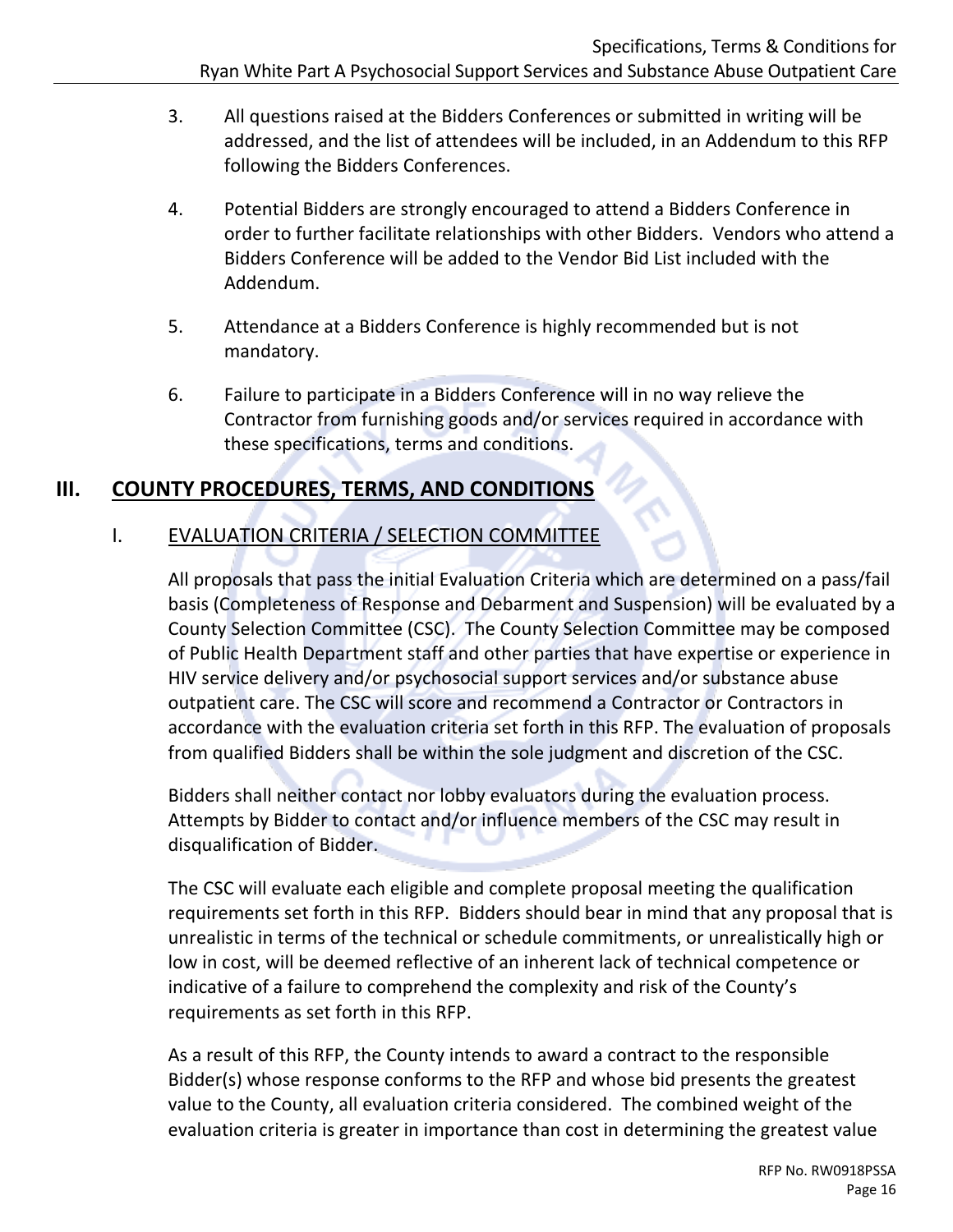3. All questions raised at the Bidders Conferences or submitted in writing will be addressed, and the list of attendees will be included, in an Addendum to this RFP following the Bidders Conferences.

4. Potential Bidders are strongly encouraged to attend a Bidders Conference in order to further facilitate relationships with other Bidders. Vendors who attend a Bidders Conference will be added to the Vendor Bid List included with the Addendum.

5. Attendance at a Bidders Conference is highly recommended but is not mandatory.

6. Failure to participate in a Bidders Conference will in no way relieve the Contractor from furnishing goods and/or services required in accordance with these specifications, terms and conditions.

## III. COUNTY PROCEDURES, TERMS, AND CONDITIONS

### I. EVALUATION CRITERIA / SELECTION COMMITTEE

All proposals that pass the initial Evaluation Criteria which are determined on a pass/fail basis (Completeness of Response and Debarment and Suspension) will be evaluated by a County Selection Committee (CSC). The County Selection Committee may be composed of Public Health Department staff and other parties that have expertise or experience in HIV service delivery and/or psychosocial support services and/or substance abuse outpatient care. The CSC will score and recommend a Contractor or Contractors in accordance with the evaluation criteria set forth in this RFP. The evaluation of proposals from qualified Bidders shall be within the sole judgment and discretion of the CSC.

Bidders shall neither contact nor lobby evaluators during the evaluation process. Attempts by Bidder to contact and/or influence members of the CSC may result in disqualification of Bidder.

The CSC will evaluate each eligible and complete proposal meeting the qualification requirements set forth in this RFP. Bidders should bear in mind that any proposal that is unrealistic in terms of the technical or schedule commitments, or unrealistically high or low in cost, will be deemed reflective of an inherent lack of technical competence or indicative of a failure to comprehend the complexity and risk of the County's requirements as set forth in this RFP.

As a result of this RFP, the County intends to award a contract to the responsible Bidder(s) whose response conforms to the RFP and whose bid presents the greatest value to the County, all evaluation criteria considered. The combined weight of the evaluation criteria is greater in importance than cost in determining the greatest value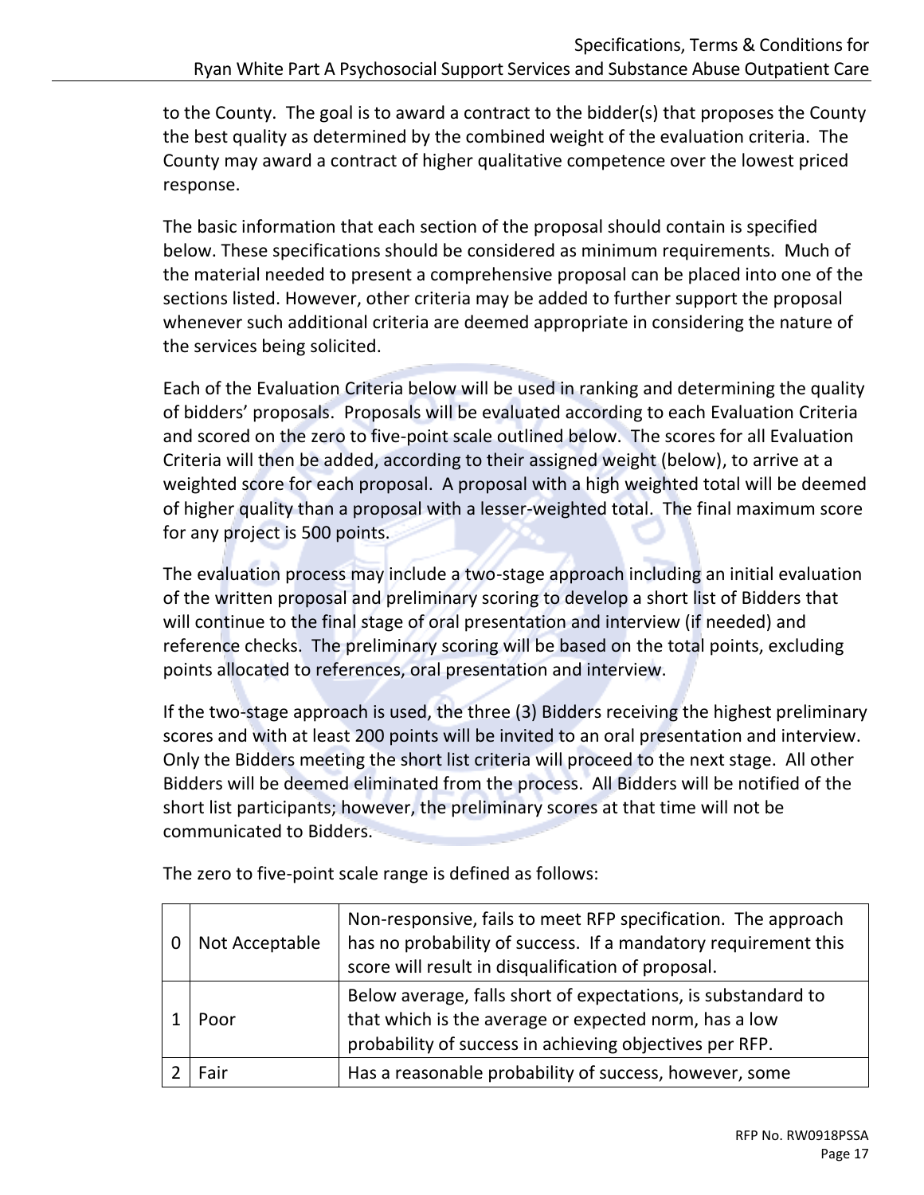to the County. The goal is to award a contract to the bidder(s) that proposes the County the best quality as determined by the combined weight of the evaluation criteria. The County may award a contract of higher qualitative competence over the lowest priced response.

The basic information that each section of the proposal should contain is specified below. These specifications should be considered as minimum requirements. Much of the material needed to present a comprehensive proposal can be placed into one of the sections listed. However, other criteria may be added to further support the proposal whenever such additional criteria are deemed appropriate in considering the nature of the services being solicited.

Each of the Evaluation Criteria below will be used in ranking and determining the quality of bidders' proposals. Proposals will be evaluated according to each Evaluation Criteria and scored on the zero to five-point scale outlined below. The scores for all Evaluation Criteria will then be added, according to their assigned weight (below), to arrive at a weighted score for each proposal. A proposal with a high weighted total will be deemed of higher quality than a proposal with a lesser-weighted total. The final maximum score for any project is 500 points.

The evaluation process may include a two-stage approach including an initial evaluation of the written proposal and preliminary scoring to develop a short list of Bidders that will continue to the final stage of oral presentation and interview (if needed) and reference checks. The preliminary scoring will be based on the total points, excluding points allocated to references, oral presentation and interview.

If the two-stage approach is used, the three (3) Bidders receiving the highest preliminary scores and with at least 200 points will be invited to an oral presentation and interview. Only the Bidders meeting the short list criteria will proceed to the next stage. All other Bidders will be deemed eliminated from the process. All Bidders will be notified of the short list participants; however, the preliminary scores at that time will not be communicated to Bidders.

The zero to five-point scale range is defined as follows:

| | | |
|---|---|---|
| 0 | Not Acceptable | Non-responsive, fails to meet RFP specification. The approach has no probability of success. If a mandatory requirement this score will result in disqualification of proposal. |
| 1 | Poor | Below average, falls short of expectations, is substandard to that which is the average or expected norm, has a low probability of success in achieving objectives per RFP. |
| 2 | Fair | Has a reasonable probability of success, however, some |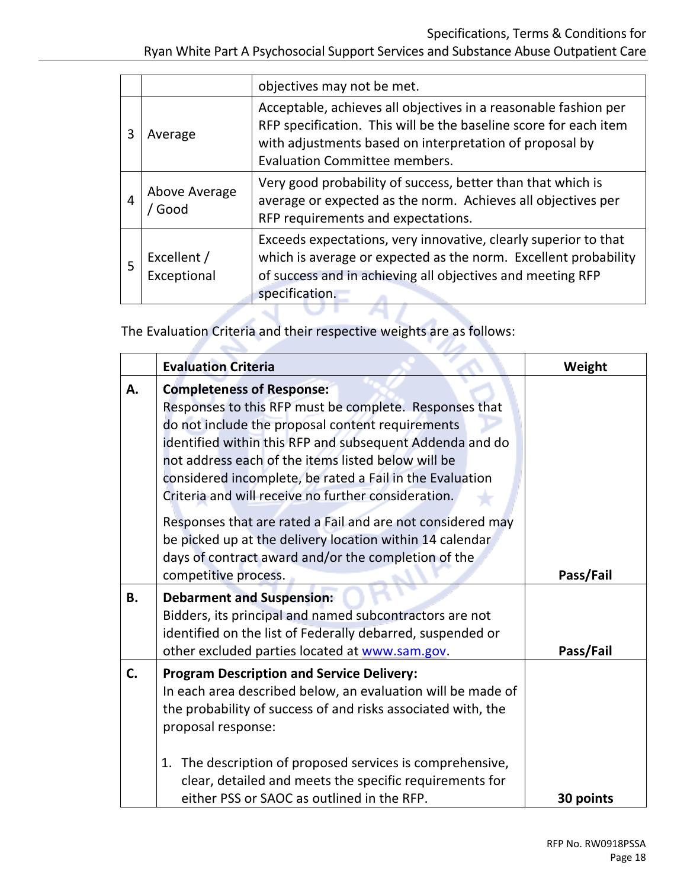|  |  | objectives may not be met. |
|---|---|---|
| 3 | Average | Acceptable, achieves all objectives in a reasonable fashion per RFP specification. This will be the baseline score for each item with adjustments based on interpretation of proposal by Evaluation Committee members. |
| 4 | Above Average / Good | Very good probability of success, better than that which is average or expected as the norm. Achieves all objectives per RFP requirements and expectations. |
| 5 | Excellent / Exceptional | Exceeds expectations, very innovative, clearly superior to that which is average or expected as the norm. Excellent probability of success and in achieving all objectives and meeting RFP specification. |

The Evaluation Criteria and their respective weights are as follows:

|  | **Evaluation Criteria** | **Weight** |
|---|---|---|
| **A.** | **Completeness of Response:** Responses to this RFP must be complete. Responses that do not include the proposal content requirements identified within this RFP and subsequent Addenda and do not address each of the items listed below will be considered incomplete, be rated a Fail in the Evaluation Criteria and will receive no further consideration.<br><br>Responses that are rated a Fail and are not considered may be picked up at the delivery location within 14 calendar days of contract award and/or the completion of the competitive process. | **Pass/Fail** |
| **B.** | **Debarment and Suspension:** Bidders, its principal and named subcontractors are not identified on the list of Federally debarred, suspended or other excluded parties located at www.sam.gov. | **Pass/Fail** |
| **C.** | **Program Description and Service Delivery:** In each area described below, an evaluation will be made of the probability of success of and risks associated with, the proposal response:<br><br>1. The description of proposed services is comprehensive, clear, detailed and meets the specific requirements for either PSS or SAOC as outlined in the RFP. | **30 points** |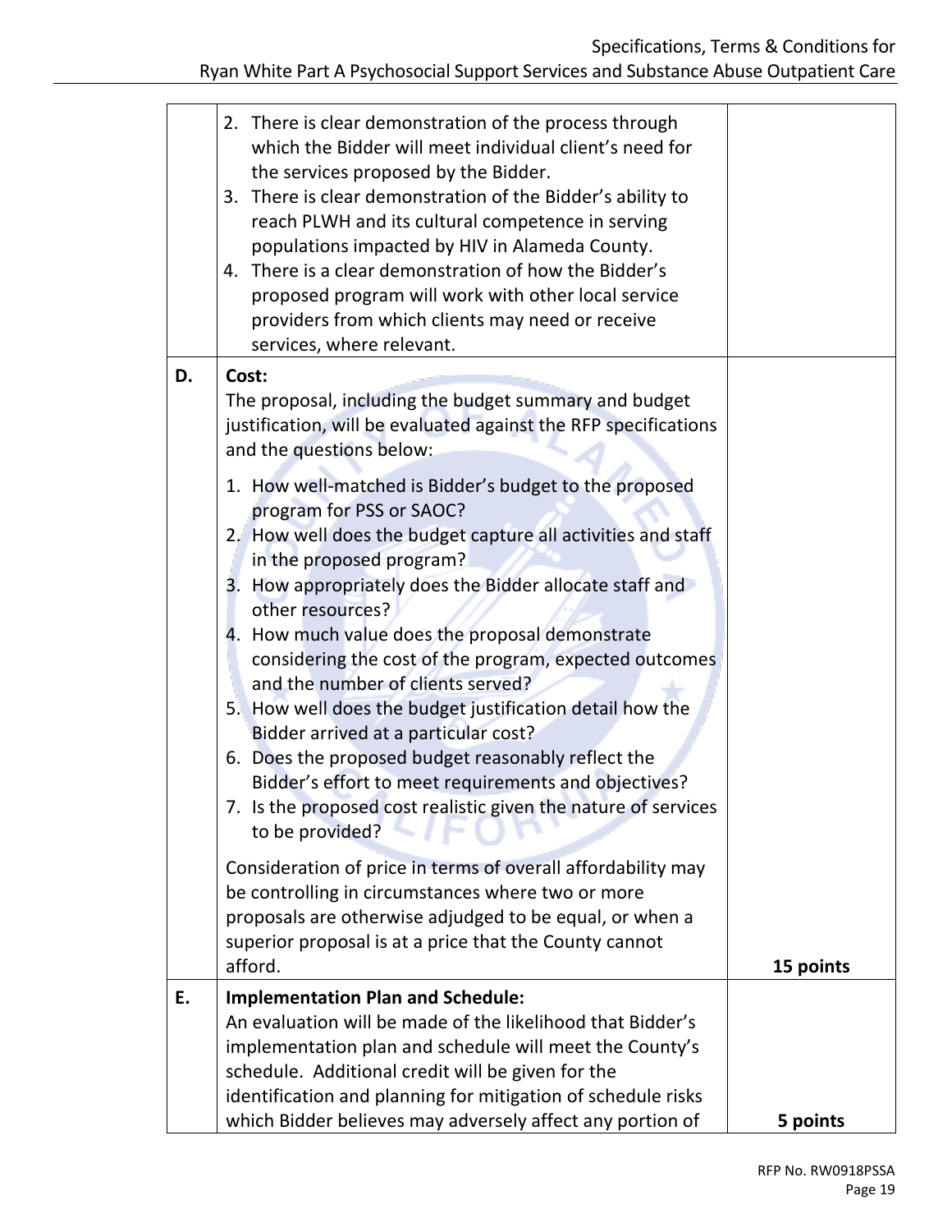| | | |
|---|---|---|
| | 2. There is clear demonstration of the process through which the Bidder will meet individual client's need for the services proposed by the Bidder.<br>3. There is clear demonstration of the Bidder's ability to reach PLWH and its cultural competence in serving populations impacted by HIV in Alameda County.<br>4. There is a clear demonstration of how the Bidder's proposed program will work with other local service providers from which clients may need or receive services, where relevant. | |
| **D.** | **Cost:**<br>The proposal, including the budget summary and budget justification, will be evaluated against the RFP specifications and the questions below:<br>1. How well-matched is Bidder's budget to the proposed program for PSS or SAOC?<br>2. How well does the budget capture all activities and staff in the proposed program?<br>3. How appropriately does the Bidder allocate staff and other resources?<br>4. How much value does the proposal demonstrate considering the cost of the program, expected outcomes and the number of clients served?<br>5. How well does the budget justification detail how the Bidder arrived at a particular cost?<br>6. Does the proposed budget reasonably reflect the Bidder's effort to meet requirements and objectives?<br>7. Is the proposed cost realistic given the nature of services to be provided?<br><br>Consideration of price in terms of overall affordability may be controlling in circumstances where two or more proposals are otherwise adjudged to be equal, or when a superior proposal is at a price that the County cannot afford. | **15 points** |
| **E.** | **Implementation Plan and Schedule:**<br>An evaluation will be made of the likelihood that Bidder's implementation plan and schedule will meet the County's schedule. Additional credit will be given for the identification and planning for mitigation of schedule risks which Bidder believes may adversely affect any portion of | **5 points** |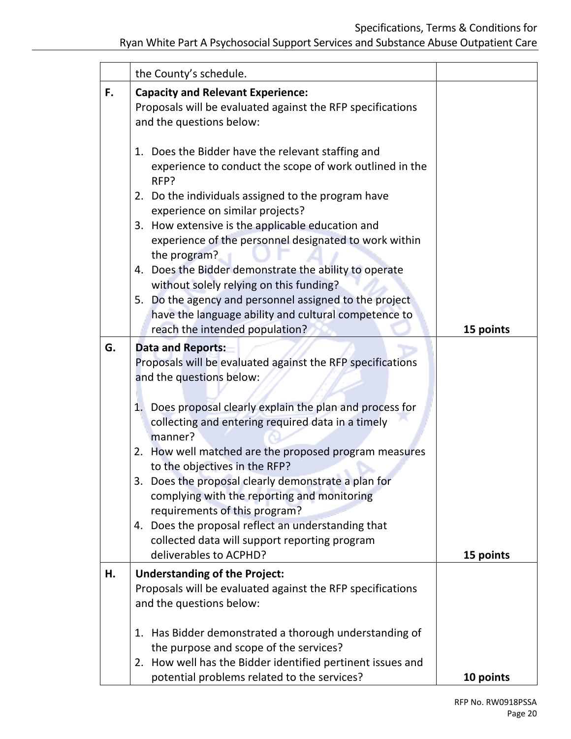|  |  |  |
|---|---|---|
|  | the County's schedule. |  |
| F. | **Capacity and Relevant Experience:**<br>Proposals will be evaluated against the RFP specifications and the questions below:<br><br>1. Does the Bidder have the relevant staffing and experience to conduct the scope of work outlined in the RFP?<br>2. Do the individuals assigned to the program have experience on similar projects?<br>3. How extensive is the applicable education and experience of the personnel designated to work within the program?<br>4. Does the Bidder demonstrate the ability to operate without solely relying on this funding?<br>5. Do the agency and personnel assigned to the project have the language ability and cultural competence to reach the intended population? | **15 points** |
| G. | **Data and Reports:**<br>Proposals will be evaluated against the RFP specifications and the questions below:<br><br>1. Does proposal clearly explain the plan and process for collecting and entering required data in a timely manner?<br>2. How well matched are the proposed program measures to the objectives in the RFP?<br>3. Does the proposal clearly demonstrate a plan for complying with the reporting and monitoring requirements of this program?<br>4. Does the proposal reflect an understanding that collected data will support reporting program deliverables to ACPHD? | **15 points** |
| H. | **Understanding of the Project:**<br>Proposals will be evaluated against the RFP specifications and the questions below:<br><br>1. Has Bidder demonstrated a thorough understanding of the purpose and scope of the services?<br>2. How well has the Bidder identified pertinent issues and potential problems related to the services? | **10 points** |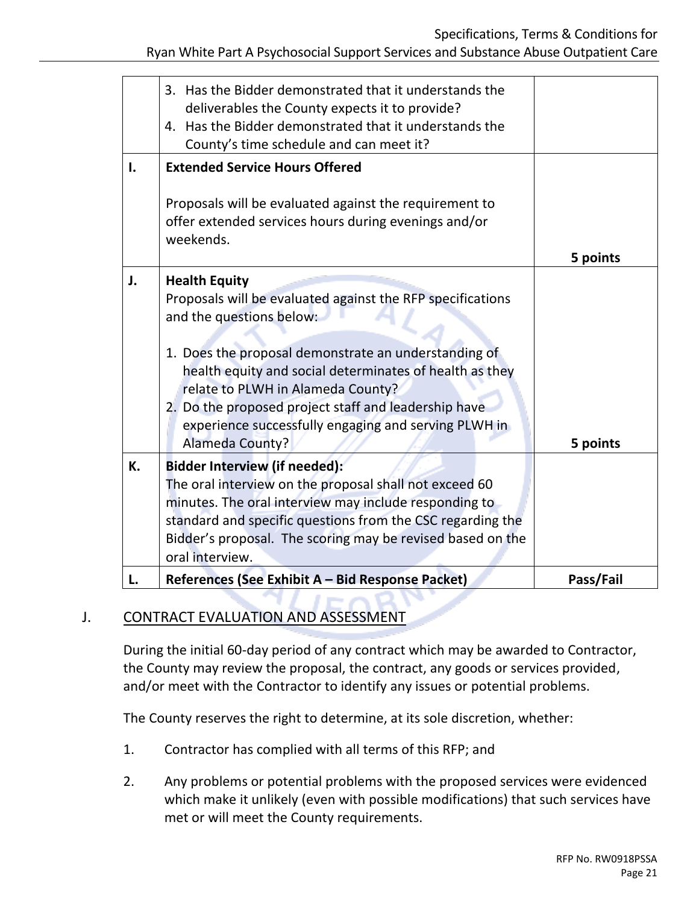| | | |
|---|---|---|
| | 3. Has the Bidder demonstrated that it understands the deliverables the County expects it to provide?<br>4. Has the Bidder demonstrated that it understands the County's time schedule and can meet it? | |
| **I.** | **Extended Service Hours Offered**<br><br>Proposals will be evaluated against the requirement to offer extended services hours during evenings and/or weekends. | **5 points** |
| **J.** | **Health Equity**<br>Proposals will be evaluated against the RFP specifications and the questions below:<br><br>1. Does the proposal demonstrate an understanding of health equity and social determinates of health as they relate to PLWH in Alameda County?<br>2. Do the proposed project staff and leadership have experience successfully engaging and serving PLWH in Alameda County? | **5 points** |
| **K.** | **Bidder Interview (if needed):**<br>The oral interview on the proposal shall not exceed 60 minutes. The oral interview may include responding to standard and specific questions from the CSC regarding the Bidder's proposal. The scoring may be revised based on the oral interview. | |
| **L.** | **References (See Exhibit A – Bid Response Packet)** | **Pass/Fail** |

## J. CONTRACT EVALUATION AND ASSESSMENT

During the initial 60-day period of any contract which may be awarded to Contractor, the County may review the proposal, the contract, any goods or services provided, and/or meet with the Contractor to identify any issues or potential problems.

The County reserves the right to determine, at its sole discretion, whether:

1. Contractor has complied with all terms of this RFP; and

2. Any problems or potential problems with the proposed services were evidenced which make it unlikely (even with possible modifications) that such services have met or will meet the County requirements.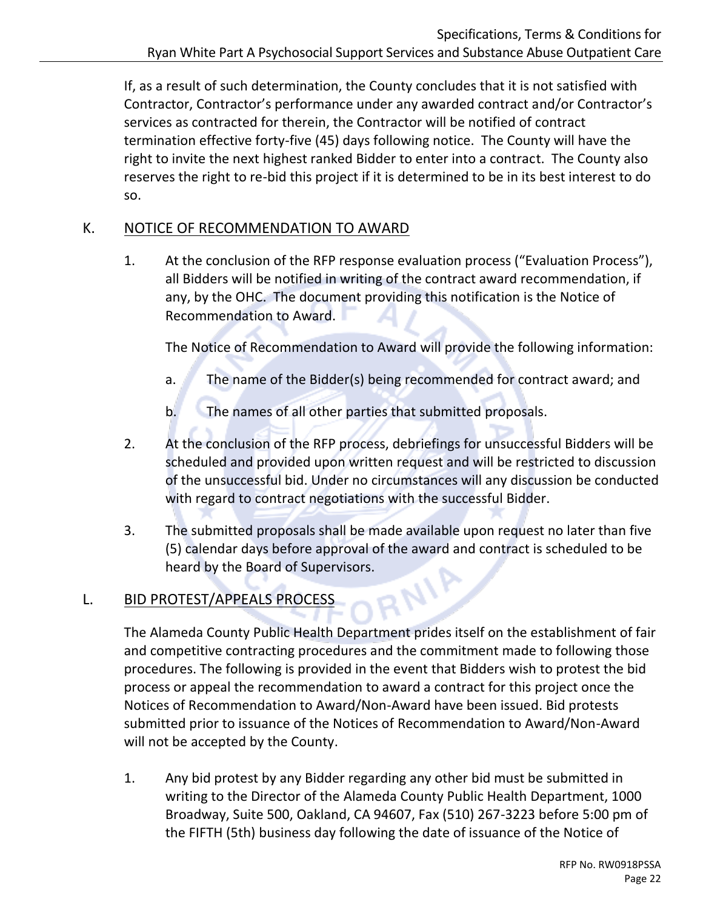If, as a result of such determination, the County concludes that it is not satisfied with Contractor, Contractor's performance under any awarded contract and/or Contractor's services as contracted for therein, the Contractor will be notified of contract termination effective forty-five (45) days following notice. The County will have the right to invite the next highest ranked Bidder to enter into a contract. The County also reserves the right to re-bid this project if it is determined to be in its best interest to do so.

## K. NOTICE OF RECOMMENDATION TO AWARD

1. At the conclusion of the RFP response evaluation process ("Evaluation Process"), all Bidders will be notified in writing of the contract award recommendation, if any, by the OHC. The document providing this notification is the Notice of Recommendation to Award.

   The Notice of Recommendation to Award will provide the following information:

   a. The name of the Bidder(s) being recommended for contract award; and

   b. The names of all other parties that submitted proposals.

2. At the conclusion of the RFP process, debriefings for unsuccessful Bidders will be scheduled and provided upon written request and will be restricted to discussion of the unsuccessful bid. Under no circumstances will any discussion be conducted with regard to contract negotiations with the successful Bidder.

3. The submitted proposals shall be made available upon request no later than five (5) calendar days before approval of the award and contract is scheduled to be heard by the Board of Supervisors.

## L. BID PROTEST/APPEALS PROCESS

The Alameda County Public Health Department prides itself on the establishment of fair and competitive contracting procedures and the commitment made to following those procedures. The following is provided in the event that Bidders wish to protest the bid process or appeal the recommendation to award a contract for this project once the Notices of Recommendation to Award/Non-Award have been issued. Bid protests submitted prior to issuance of the Notices of Recommendation to Award/Non-Award will not be accepted by the County.

1. Any bid protest by any Bidder regarding any other bid must be submitted in writing to the Director of the Alameda County Public Health Department, 1000 Broadway, Suite 500, Oakland, CA 94607, Fax (510) 267-3223 before 5:00 pm of the FIFTH (5th) business day following the date of issuance of the Notice of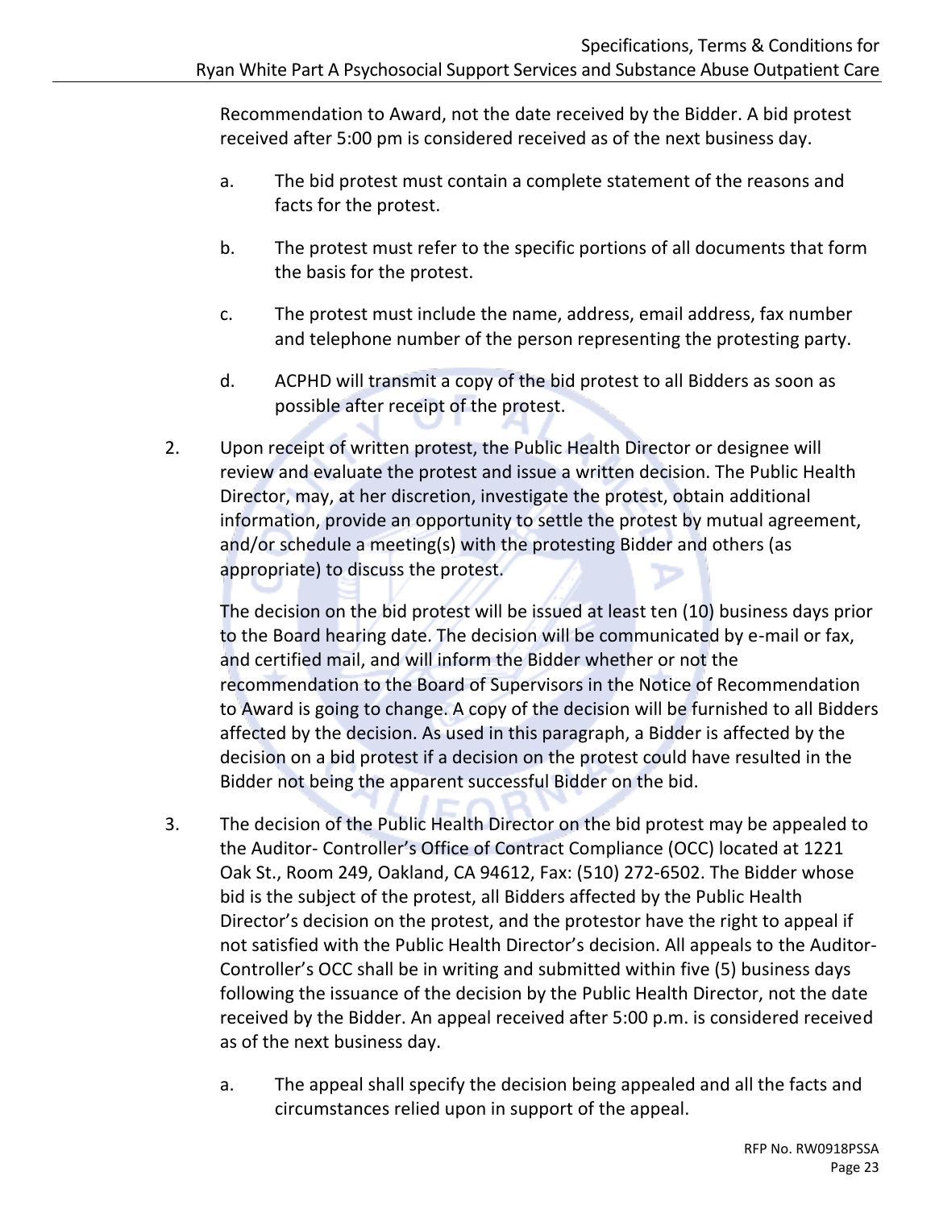Recommendation to Award, not the date received by the Bidder. A bid protest received after 5:00 pm is considered received as of the next business day.

a. The bid protest must contain a complete statement of the reasons and facts for the protest.

b. The protest must refer to the specific portions of all documents that form the basis for the protest.

c. The protest must include the name, address, email address, fax number and telephone number of the person representing the protesting party.

d. ACPHD will transmit a copy of the bid protest to all Bidders as soon as possible after receipt of the protest.

2. Upon receipt of written protest, the Public Health Director or designee will review and evaluate the protest and issue a written decision. The Public Health Director, may, at her discretion, investigate the protest, obtain additional information, provide an opportunity to settle the protest by mutual agreement, and/or schedule a meeting(s) with the protesting Bidder and others (as appropriate) to discuss the protest.

   The decision on the bid protest will be issued at least ten (10) business days prior to the Board hearing date. The decision will be communicated by e-mail or fax, and certified mail, and will inform the Bidder whether or not the recommendation to the Board of Supervisors in the Notice of Recommendation to Award is going to change. A copy of the decision will be furnished to all Bidders affected by the decision. As used in this paragraph, a Bidder is affected by the decision on a bid protest if a decision on the protest could have resulted in the Bidder not being the apparent successful Bidder on the bid.

3. The decision of the Public Health Director on the bid protest may be appealed to the Auditor- Controller's Office of Contract Compliance (OCC) located at 1221 Oak St., Room 249, Oakland, CA 94612, Fax: (510) 272-6502. The Bidder whose bid is the subject of the protest, all Bidders affected by the Public Health Director's decision on the protest, and the protestor have the right to appeal if not satisfied with the Public Health Director's decision. All appeals to the Auditor-Controller's OCC shall be in writing and submitted within five (5) business days following the issuance of the decision by the Public Health Director, not the date received by the Bidder. An appeal received after 5:00 p.m. is considered received as of the next business day.

   a. The appeal shall specify the decision being appealed and all the facts and circumstances relied upon in support of the appeal.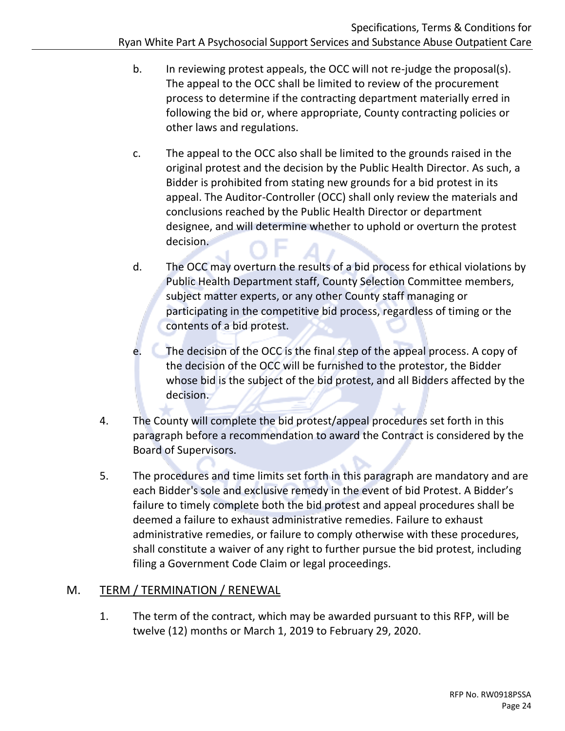b. In reviewing protest appeals, the OCC will not re-judge the proposal(s). The appeal to the OCC shall be limited to review of the procurement process to determine if the contracting department materially erred in following the bid or, where appropriate, County contracting policies or other laws and regulations.

c. The appeal to the OCC also shall be limited to the grounds raised in the original protest and the decision by the Public Health Director. As such, a Bidder is prohibited from stating new grounds for a bid protest in its appeal. The Auditor-Controller (OCC) shall only review the materials and conclusions reached by the Public Health Director or department designee, and will determine whether to uphold or overturn the protest decision.

d. The OCC may overturn the results of a bid process for ethical violations by Public Health Department staff, County Selection Committee members, subject matter experts, or any other County staff managing or participating in the competitive bid process, regardless of timing or the contents of a bid protest.

e. The decision of the OCC is the final step of the appeal process. A copy of the decision of the OCC will be furnished to the protestor, the Bidder whose bid is the subject of the bid protest, and all Bidders affected by the decision.

4. The County will complete the bid protest/appeal procedures set forth in this paragraph before a recommendation to award the Contract is considered by the Board of Supervisors.

5. The procedures and time limits set forth in this paragraph are mandatory and are each Bidder's sole and exclusive remedy in the event of bid Protest. A Bidder's failure to timely complete both the bid protest and appeal procedures shall be deemed a failure to exhaust administrative remedies. Failure to exhaust administrative remedies, or failure to comply otherwise with these procedures, shall constitute a waiver of any right to further pursue the bid protest, including filing a Government Code Claim or legal proceedings.

## M. TERM / TERMINATION / RENEWAL

1. The term of the contract, which may be awarded pursuant to this RFP, will be twelve (12) months or March 1, 2019 to February 29, 2020.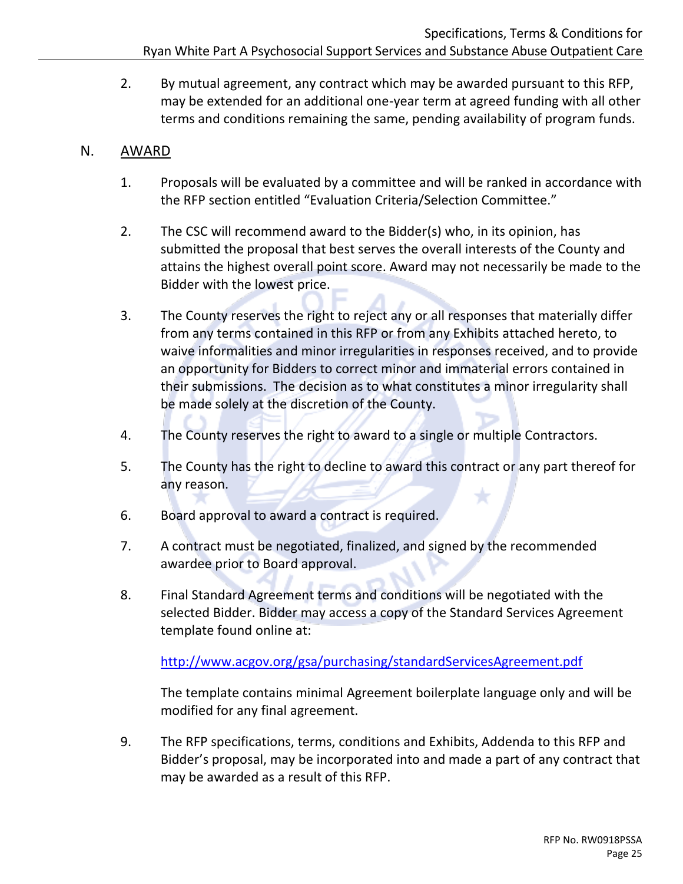2. By mutual agreement, any contract which may be awarded pursuant to this RFP, may be extended for an additional one-year term at agreed funding with all other terms and conditions remaining the same, pending availability of program funds.

## N. AWARD

1. Proposals will be evaluated by a committee and will be ranked in accordance with the RFP section entitled "Evaluation Criteria/Selection Committee."

2. The CSC will recommend award to the Bidder(s) who, in its opinion, has submitted the proposal that best serves the overall interests of the County and attains the highest overall point score. Award may not necessarily be made to the Bidder with the lowest price.

3. The County reserves the right to reject any or all responses that materially differ from any terms contained in this RFP or from any Exhibits attached hereto, to waive informalities and minor irregularities in responses received, and to provide an opportunity for Bidders to correct minor and immaterial errors contained in their submissions. The decision as to what constitutes a minor irregularity shall be made solely at the discretion of the County.

4. The County reserves the right to award to a single or multiple Contractors.

5. The County has the right to decline to award this contract or any part thereof for any reason.

6. Board approval to award a contract is required.

7. A contract must be negotiated, finalized, and signed by the recommended awardee prior to Board approval.

8. Final Standard Agreement terms and conditions will be negotiated with the selected Bidder. Bidder may access a copy of the Standard Services Agreement template found online at:

   http://www.acgov.org/gsa/purchasing/standardServicesAgreement.pdf

   The template contains minimal Agreement boilerplate language only and will be modified for any final agreement.

9. The RFP specifications, terms, conditions and Exhibits, Addenda to this RFP and Bidder's proposal, may be incorporated into and made a part of any contract that may be awarded as a result of this RFP.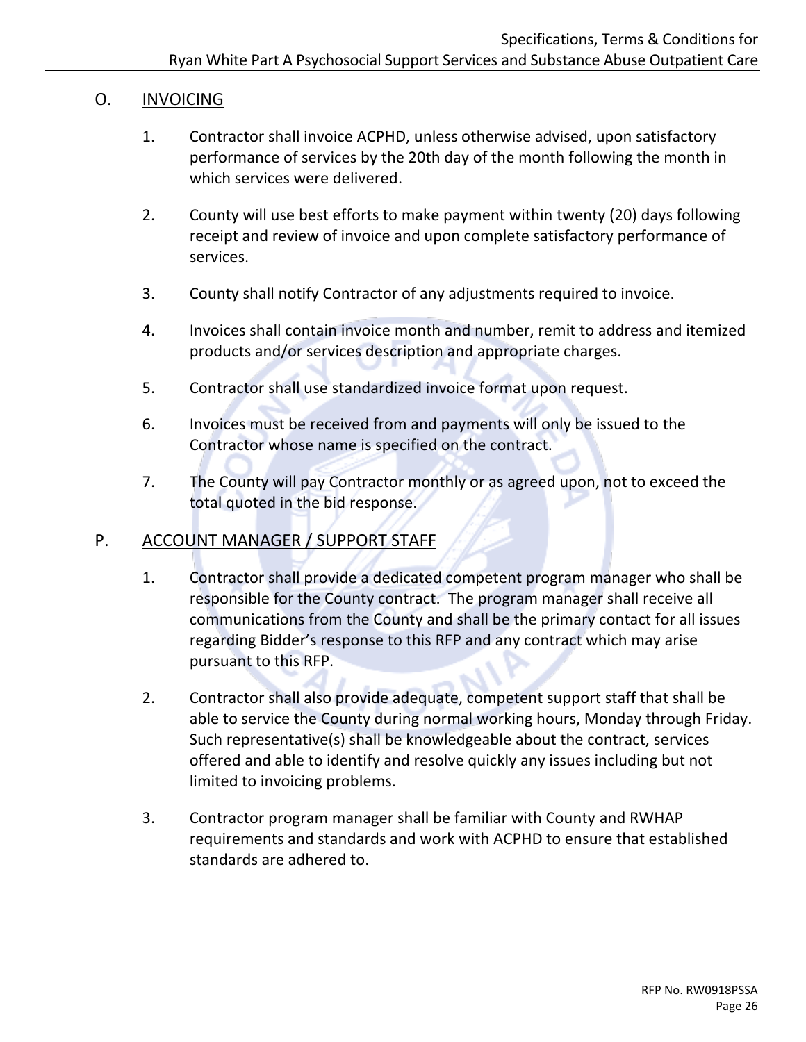## O. INVOICING

1. Contractor shall invoice ACPHD, unless otherwise advised, upon satisfactory performance of services by the 20th day of the month following the month in which services were delivered.

2. County will use best efforts to make payment within twenty (20) days following receipt and review of invoice and upon complete satisfactory performance of services.

3. County shall notify Contractor of any adjustments required to invoice.

4. Invoices shall contain invoice month and number, remit to address and itemized products and/or services description and appropriate charges.

5. Contractor shall use standardized invoice format upon request.

6. Invoices must be received from and payments will only be issued to the Contractor whose name is specified on the contract.

7. The County will pay Contractor monthly or as agreed upon, not to exceed the total quoted in the bid response.

## P. ACCOUNT MANAGER / SUPPORT STAFF

1. Contractor shall provide a dedicated competent program manager who shall be responsible for the County contract. The program manager shall receive all communications from the County and shall be the primary contact for all issues regarding Bidder's response to this RFP and any contract which may arise pursuant to this RFP.

2. Contractor shall also provide adequate, competent support staff that shall be able to service the County during normal working hours, Monday through Friday. Such representative(s) shall be knowledgeable about the contract, services offered and able to identify and resolve quickly any issues including but not limited to invoicing problems.

3. Contractor program manager shall be familiar with County and RWHAP requirements and standards and work with ACPHD to ensure that established standards are adhered to.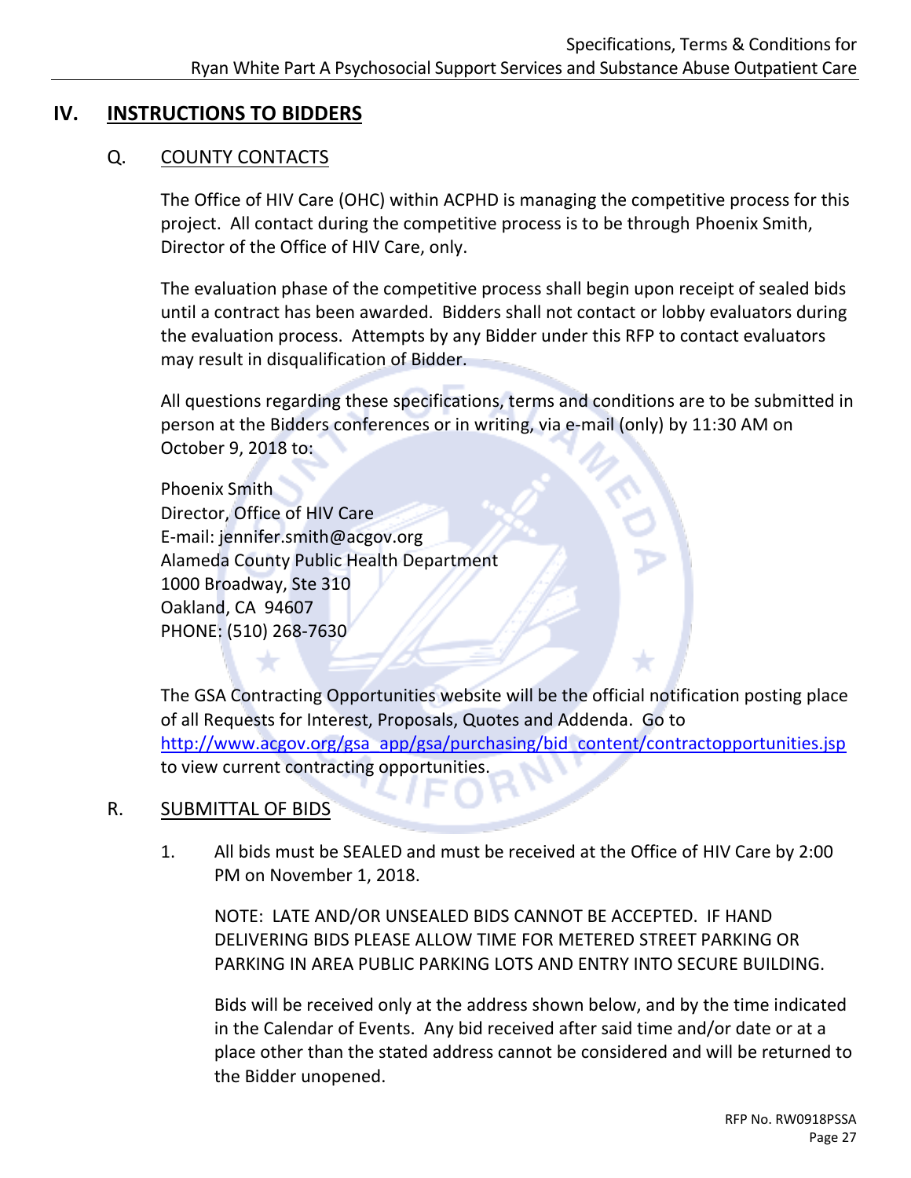## IV. INSTRUCTIONS TO BIDDERS

### Q. COUNTY CONTACTS

The Office of HIV Care (OHC) within ACPHD is managing the competitive process for this project. All contact during the competitive process is to be through Phoenix Smith, Director of the Office of HIV Care, only.

The evaluation phase of the competitive process shall begin upon receipt of sealed bids until a contract has been awarded. Bidders shall not contact or lobby evaluators during the evaluation process. Attempts by any Bidder under this RFP to contact evaluators may result in disqualification of Bidder.

All questions regarding these specifications, terms and conditions are to be submitted in person at the Bidders conferences or in writing, via e-mail (only) by 11:30 AM on October 9, 2018 to:

Phoenix Smith
Director, Office of HIV Care
E-mail: jennifer.smith@acgov.org
Alameda County Public Health Department
1000 Broadway, Ste 310
Oakland, CA 94607
PHONE: (510) 268-7630

The GSA Contracting Opportunities website will be the official notification posting place of all Requests for Interest, Proposals, Quotes and Addenda. Go to http://www.acgov.org/gsa_app/gsa/purchasing/bid_content/contractopportunities.jsp to view current contracting opportunities.

### R. SUBMITTAL OF BIDS

1. All bids must be SEALED and must be received at the Office of HIV Care by 2:00 PM on November 1, 2018.

   NOTE: LATE AND/OR UNSEALED BIDS CANNOT BE ACCEPTED. IF HAND DELIVERING BIDS PLEASE ALLOW TIME FOR METERED STREET PARKING OR PARKING IN AREA PUBLIC PARKING LOTS AND ENTRY INTO SECURE BUILDING.

   Bids will be received only at the address shown below, and by the time indicated in the Calendar of Events. Any bid received after said time and/or date or at a place other than the stated address cannot be considered and will be returned to the Bidder unopened.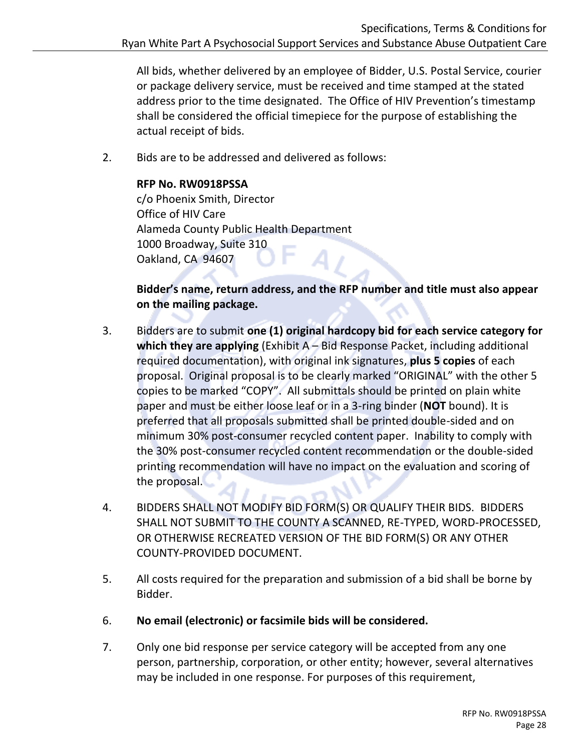All bids, whether delivered by an employee of Bidder, U.S. Postal Service, courier or package delivery service, must be received and time stamped at the stated address prior to the time designated. The Office of HIV Prevention's timestamp shall be considered the official timepiece for the purpose of establishing the actual receipt of bids.

2. Bids are to be addressed and delivered as follows:

   **RFP No. RW0918PSSA**
   c/o Phoenix Smith, Director
   Office of HIV Care
   Alameda County Public Health Department
   1000 Broadway, Suite 310
   Oakland, CA 94607

   **Bidder's name, return address, and the RFP number and title must also appear on the mailing package.**

3. Bidders are to submit **one (1) original hardcopy bid for each service category for which they are applying** (Exhibit A – Bid Response Packet, including additional required documentation), with original ink signatures, **plus 5 copies** of each proposal. Original proposal is to be clearly marked "ORIGINAL" with the other 5 copies to be marked "COPY". All submittals should be printed on plain white paper and must be either loose leaf or in a 3-ring binder (**NOT** bound). It is preferred that all proposals submitted shall be printed double-sided and on minimum 30% post-consumer recycled content paper. Inability to comply with the 30% post-consumer recycled content recommendation or the double-sided printing recommendation will have no impact on the evaluation and scoring of the proposal.

4. BIDDERS SHALL NOT MODIFY BID FORM(S) OR QUALIFY THEIR BIDS. BIDDERS SHALL NOT SUBMIT TO THE COUNTY A SCANNED, RE-TYPED, WORD-PROCESSED, OR OTHERWISE RECREATED VERSION OF THE BID FORM(S) OR ANY OTHER COUNTY-PROVIDED DOCUMENT.

5. All costs required for the preparation and submission of a bid shall be borne by Bidder.

6. **No email (electronic) or facsimile bids will be considered.**

7. Only one bid response per service category will be accepted from any one person, partnership, corporation, or other entity; however, several alternatives may be included in one response. For purposes of this requirement,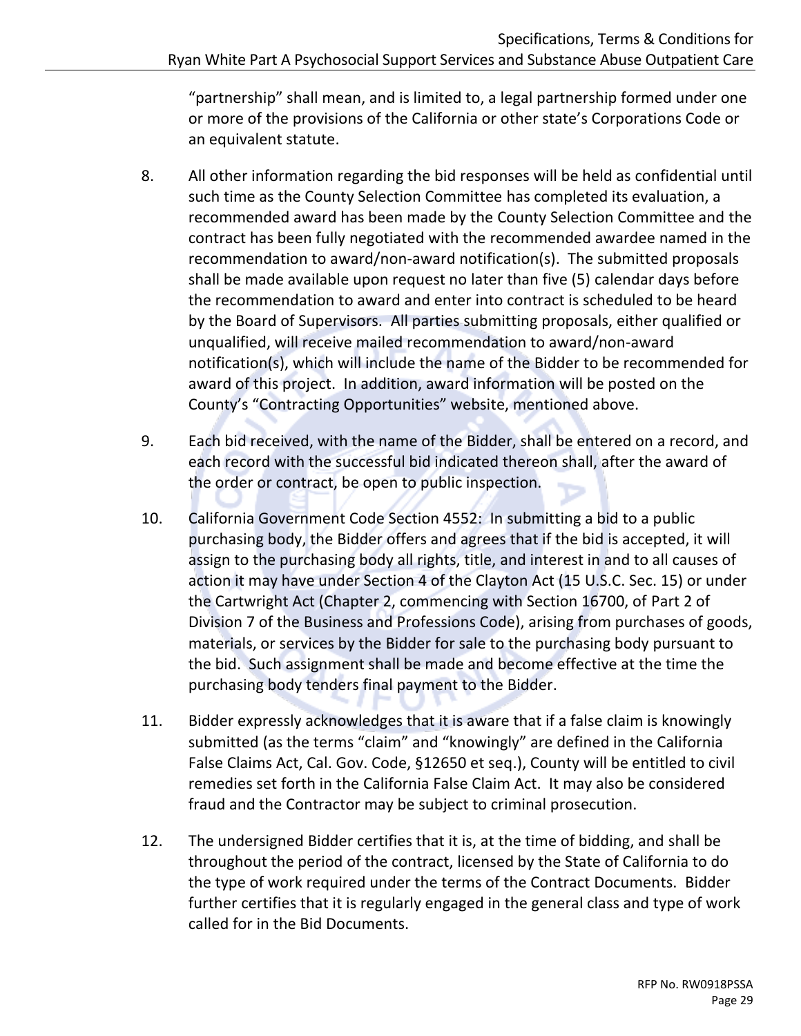"partnership" shall mean, and is limited to, a legal partnership formed under one or more of the provisions of the California or other state's Corporations Code or an equivalent statute.

8. All other information regarding the bid responses will be held as confidential until such time as the County Selection Committee has completed its evaluation, a recommended award has been made by the County Selection Committee and the contract has been fully negotiated with the recommended awardee named in the recommendation to award/non-award notification(s). The submitted proposals shall be made available upon request no later than five (5) calendar days before the recommendation to award and enter into contract is scheduled to be heard by the Board of Supervisors. All parties submitting proposals, either qualified or unqualified, will receive mailed recommendation to award/non-award notification(s), which will include the name of the Bidder to be recommended for award of this project. In addition, award information will be posted on the County's "Contracting Opportunities" website, mentioned above.

9. Each bid received, with the name of the Bidder, shall be entered on a record, and each record with the successful bid indicated thereon shall, after the award of the order or contract, be open to public inspection.

10. California Government Code Section 4552: In submitting a bid to a public purchasing body, the Bidder offers and agrees that if the bid is accepted, it will assign to the purchasing body all rights, title, and interest in and to all causes of action it may have under Section 4 of the Clayton Act (15 U.S.C. Sec. 15) or under the Cartwright Act (Chapter 2, commencing with Section 16700, of Part 2 of Division 7 of the Business and Professions Code), arising from purchases of goods, materials, or services by the Bidder for sale to the purchasing body pursuant to the bid. Such assignment shall be made and become effective at the time the purchasing body tenders final payment to the Bidder.

11. Bidder expressly acknowledges that it is aware that if a false claim is knowingly submitted (as the terms "claim" and "knowingly" are defined in the California False Claims Act, Cal. Gov. Code, §12650 et seq.), County will be entitled to civil remedies set forth in the California False Claim Act. It may also be considered fraud and the Contractor may be subject to criminal prosecution.

12. The undersigned Bidder certifies that it is, at the time of bidding, and shall be throughout the period of the contract, licensed by the State of California to do the type of work required under the terms of the Contract Documents. Bidder further certifies that it is regularly engaged in the general class and type of work called for in the Bid Documents.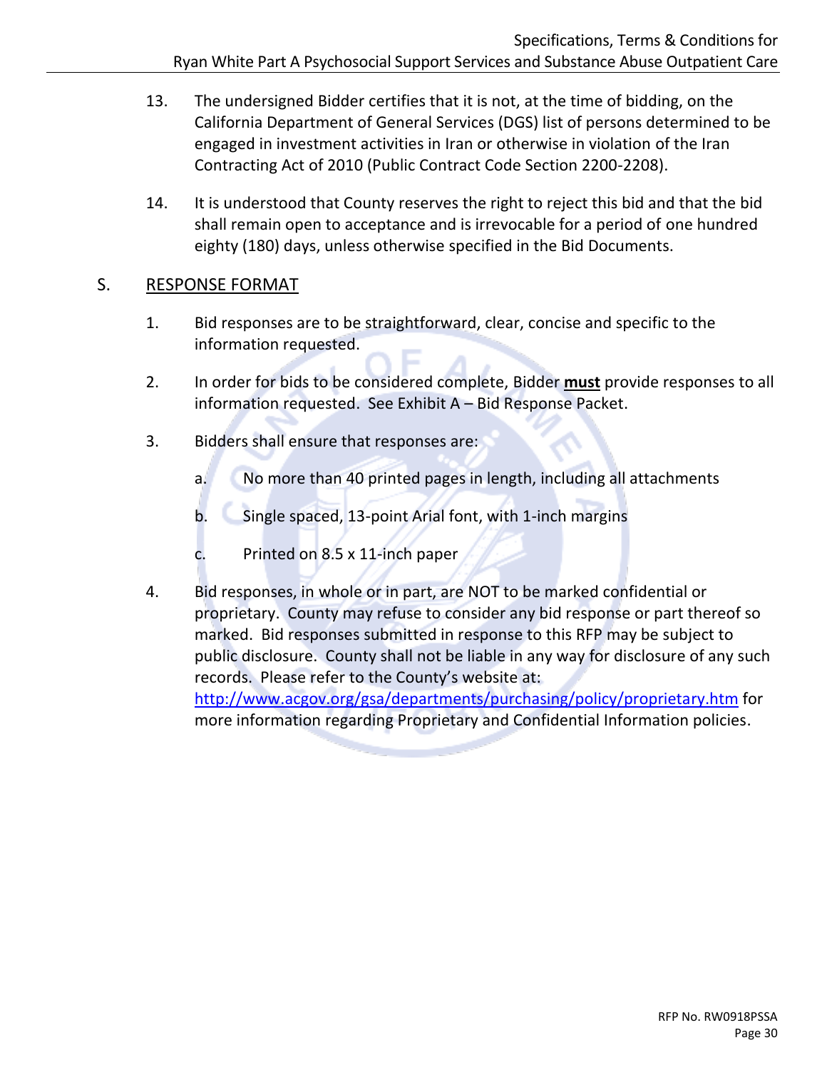13. The undersigned Bidder certifies that it is not, at the time of bidding, on the California Department of General Services (DGS) list of persons determined to be engaged in investment activities in Iran or otherwise in violation of the Iran Contracting Act of 2010 (Public Contract Code Section 2200-2208).

14. It is understood that County reserves the right to reject this bid and that the bid shall remain open to acceptance and is irrevocable for a period of one hundred eighty (180) days, unless otherwise specified in the Bid Documents.

## S. RESPONSE FORMAT

1. Bid responses are to be straightforward, clear, concise and specific to the information requested.

2. In order for bids to be considered complete, Bidder **must** provide responses to all information requested. See Exhibit A – Bid Response Packet.

3. Bidders shall ensure that responses are:

   a. No more than 40 printed pages in length, including all attachments

   b. Single spaced, 13-point Arial font, with 1-inch margins

   c. Printed on 8.5 x 11-inch paper

4. Bid responses, in whole or in part, are NOT to be marked confidential or proprietary. County may refuse to consider any bid response or part thereof so marked. Bid responses submitted in response to this RFP may be subject to public disclosure. County shall not be liable in any way for disclosure of any such records. Please refer to the County's website at: http://www.acgov.org/gsa/departments/purchasing/policy/proprietary.htm for more information regarding Proprietary and Confidential Information policies.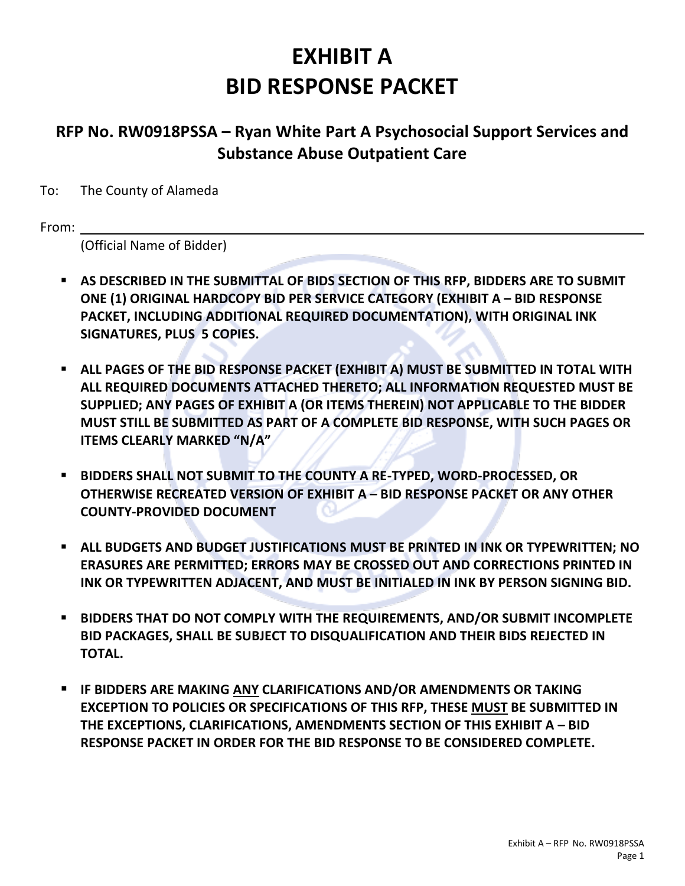# EXHIBIT A
# BID RESPONSE PACKET

## RFP No. RW0918PSSA – Ryan White Part A Psychosocial Support Services and Substance Abuse Outpatient Care

To: The County of Alameda

From: ______________________________________________

(Official Name of Bidder)

- **AS DESCRIBED IN THE SUBMITTAL OF BIDS SECTION OF THIS RFP, BIDDERS ARE TO SUBMIT ONE (1) ORIGINAL HARDCOPY BID PER SERVICE CATEGORY (EXHIBIT A – BID RESPONSE PACKET, INCLUDING ADDITIONAL REQUIRED DOCUMENTATION), WITH ORIGINAL INK SIGNATURES, PLUS 5 COPIES.**

- **ALL PAGES OF THE BID RESPONSE PACKET (EXHIBIT A) MUST BE SUBMITTED IN TOTAL WITH ALL REQUIRED DOCUMENTS ATTACHED THERETO; ALL INFORMATION REQUESTED MUST BE SUPPLIED; ANY PAGES OF EXHIBIT A (OR ITEMS THEREIN) NOT APPLICABLE TO THE BIDDER MUST STILL BE SUBMITTED AS PART OF A COMPLETE BID RESPONSE, WITH SUCH PAGES OR ITEMS CLEARLY MARKED "N/A"**

- **BIDDERS SHALL NOT SUBMIT TO THE COUNTY A RE-TYPED, WORD-PROCESSED, OR OTHERWISE RECREATED VERSION OF EXHIBIT A – BID RESPONSE PACKET OR ANY OTHER COUNTY-PROVIDED DOCUMENT**

- **ALL BUDGETS AND BUDGET JUSTIFICATIONS MUST BE PRINTED IN INK OR TYPEWRITTEN; NO ERASURES ARE PERMITTED; ERRORS MAY BE CROSSED OUT AND CORRECTIONS PRINTED IN INK OR TYPEWRITTEN ADJACENT, AND MUST BE INITIALED IN INK BY PERSON SIGNING BID.**

- **BIDDERS THAT DO NOT COMPLY WITH THE REQUIREMENTS, AND/OR SUBMIT INCOMPLETE BID PACKAGES, SHALL BE SUBJECT TO DISQUALIFICATION AND THEIR BIDS REJECTED IN TOTAL.**

- **IF BIDDERS ARE MAKING <u>ANY</u> CLARIFICATIONS AND/OR AMENDMENTS OR TAKING EXCEPTION TO POLICIES OR SPECIFICATIONS OF THIS RFP, THESE <u>MUST</u> BE SUBMITTED IN THE EXCEPTIONS, CLARIFICATIONS, AMENDMENTS SECTION OF THIS EXHIBIT A – BID RESPONSE PACKET IN ORDER FOR THE BID RESPONSE TO BE CONSIDERED COMPLETE.**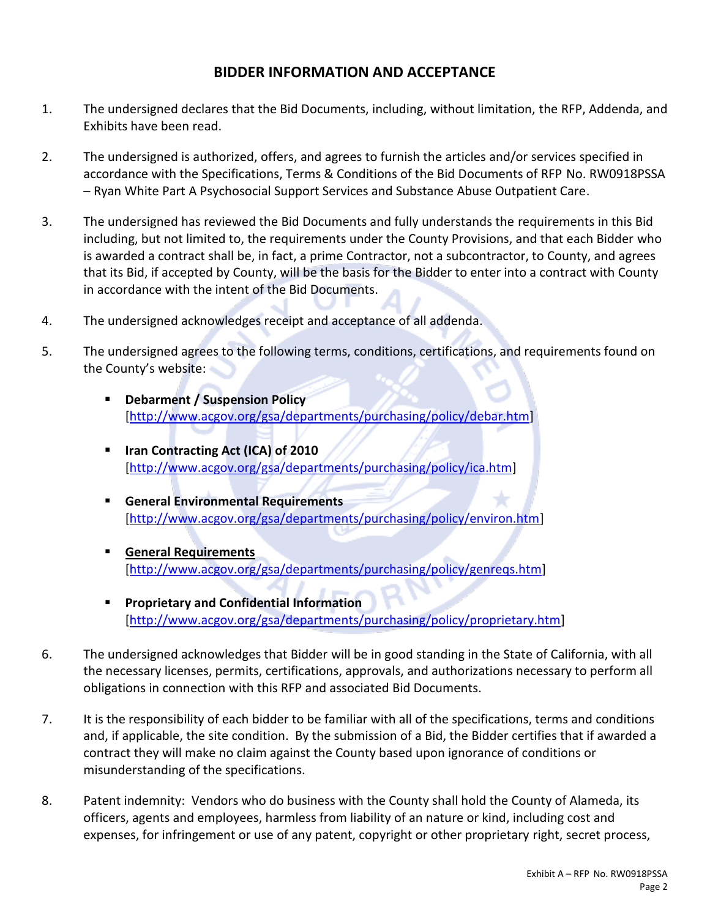## BIDDER INFORMATION AND ACCEPTANCE

1. The undersigned declares that the Bid Documents, including, without limitation, the RFP, Addenda, and Exhibits have been read.

2. The undersigned is authorized, offers, and agrees to furnish the articles and/or services specified in accordance with the Specifications, Terms & Conditions of the Bid Documents of RFP No. RW0918PSSA – Ryan White Part A Psychosocial Support Services and Substance Abuse Outpatient Care.

3. The undersigned has reviewed the Bid Documents and fully understands the requirements in this Bid including, but not limited to, the requirements under the County Provisions, and that each Bidder who is awarded a contract shall be, in fact, a prime Contractor, not a subcontractor, to County, and agrees that its Bid, if accepted by County, will be the basis for the Bidder to enter into a contract with County in accordance with the intent of the Bid Documents.

4. The undersigned acknowledges receipt and acceptance of all addenda.

5. The undersigned agrees to the following terms, conditions, certifications, and requirements found on the County's website:

   - **Debarment / Suspension Policy**
     [http://www.acgov.org/gsa/departments/purchasing/policy/debar.htm]

   - **Iran Contracting Act (ICA) of 2010**
     [http://www.acgov.org/gsa/departments/purchasing/policy/ica.htm]

   - **General Environmental Requirements**
     [http://www.acgov.org/gsa/departments/purchasing/policy/environ.htm]

   - **General Requirements**
     [http://www.acgov.org/gsa/departments/purchasing/policy/genreqs.htm]

   - **Proprietary and Confidential Information**
     [http://www.acgov.org/gsa/departments/purchasing/policy/proprietary.htm]

6. The undersigned acknowledges that Bidder will be in good standing in the State of California, with all the necessary licenses, permits, certifications, approvals, and authorizations necessary to perform all obligations in connection with this RFP and associated Bid Documents.

7. It is the responsibility of each bidder to be familiar with all of the specifications, terms and conditions and, if applicable, the site condition. By the submission of a Bid, the Bidder certifies that if awarded a contract they will make no claim against the County based upon ignorance of conditions or misunderstanding of the specifications.

8. Patent indemnity: Vendors who do business with the County shall hold the County of Alameda, its officers, agents and employees, harmless from liability of an nature or kind, including cost and expenses, for infringement or use of any patent, copyright or other proprietary right, secret process,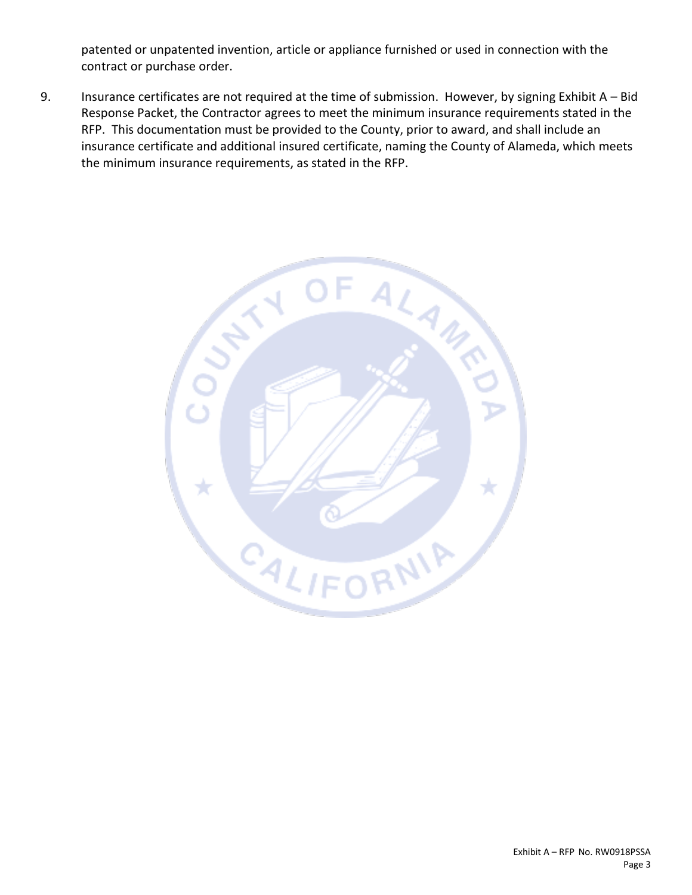patented or unpatented invention, article or appliance furnished or used in connection with the contract or purchase order.

9. Insurance certificates are not required at the time of submission. However, by signing Exhibit A – Bid Response Packet, the Contractor agrees to meet the minimum insurance requirements stated in the RFP. This documentation must be provided to the County, prior to award, and shall include an insurance certificate and additional insured certificate, naming the County of Alameda, which meets the minimum insurance requirements, as stated in the RFP.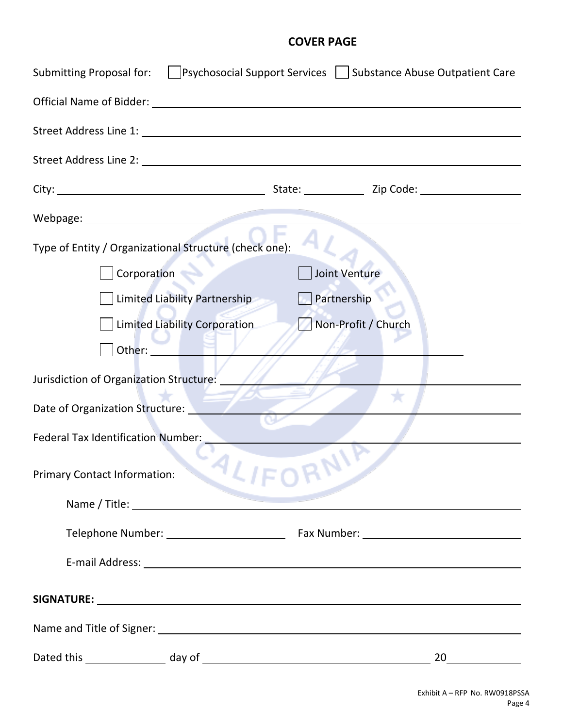## COVER PAGE

Submitting Proposal for: ☐ Psychosocial Support Services ☐ Substance Abuse Outpatient Care

Official Name of Bidder: ______________________________

Street Address Line 1: ______________________________

Street Address Line 2: ______________________________

City: ____________________ State: __________ Zip Code: ______________

Webpage: ______________________________

Type of Entity / Organizational Structure (check one):

- ☐ Corporation
- ☐ Joint Venture
- ☐ Limited Liability Partnership
- ☐ Partnership
- ☐ Limited Liability Corporation
- ☐ Non-Profit / Church
- ☐ Other: ______________________________

Jurisdiction of Organization Structure: ______________________________

Date of Organization Structure: ______________________________

Federal Tax Identification Number: ______________________________

Primary Contact Information:

Name / Title: ______________________________

Telephone Number: ______________ Fax Number: ______________

E-mail Address: ______________________________

**SIGNATURE:** ______________________________

Name and Title of Signer: ______________________________

Dated this __________ day of ______________________ 20________

Exhibit A – RFP No. RW0918PSSA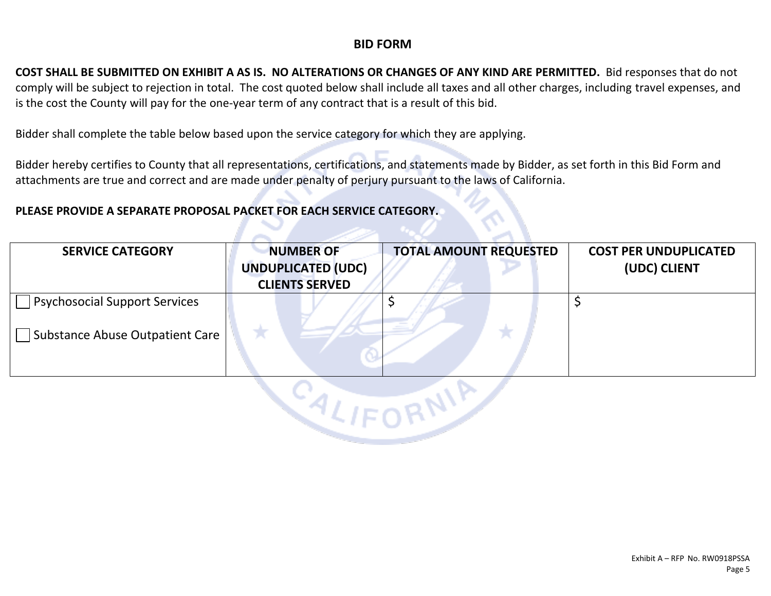## BID FORM

**COST SHALL BE SUBMITTED ON EXHIBIT A AS IS. NO ALTERATIONS OR CHANGES OF ANY KIND ARE PERMITTED.** Bid responses that do not comply will be subject to rejection in total. The cost quoted below shall include all taxes and all other charges, including travel expenses, and is the cost the County will pay for the one-year term of any contract that is a result of this bid.

Bidder shall complete the table below based upon the service category for which they are applying.

Bidder hereby certifies to County that all representations, certifications, and statements made by Bidder, as set forth in this Bid Form and attachments are true and correct and are made under penalty of perjury pursuant to the laws of California.

**PLEASE PROVIDE A SEPARATE PROPOSAL PACKET FOR EACH SERVICE CATEGORY.**

| SERVICE CATEGORY | NUMBER OF UNDUPLICATED (UDC) CLIENTS SERVED | TOTAL AMOUNT REQUESTED | COST PER UNDUPLICATED (UDC) CLIENT |
|---|---|---|---|
| ☐ Psychosocial Support Services<br><br>☐ Substance Abuse Outpatient Care | | $ | $ |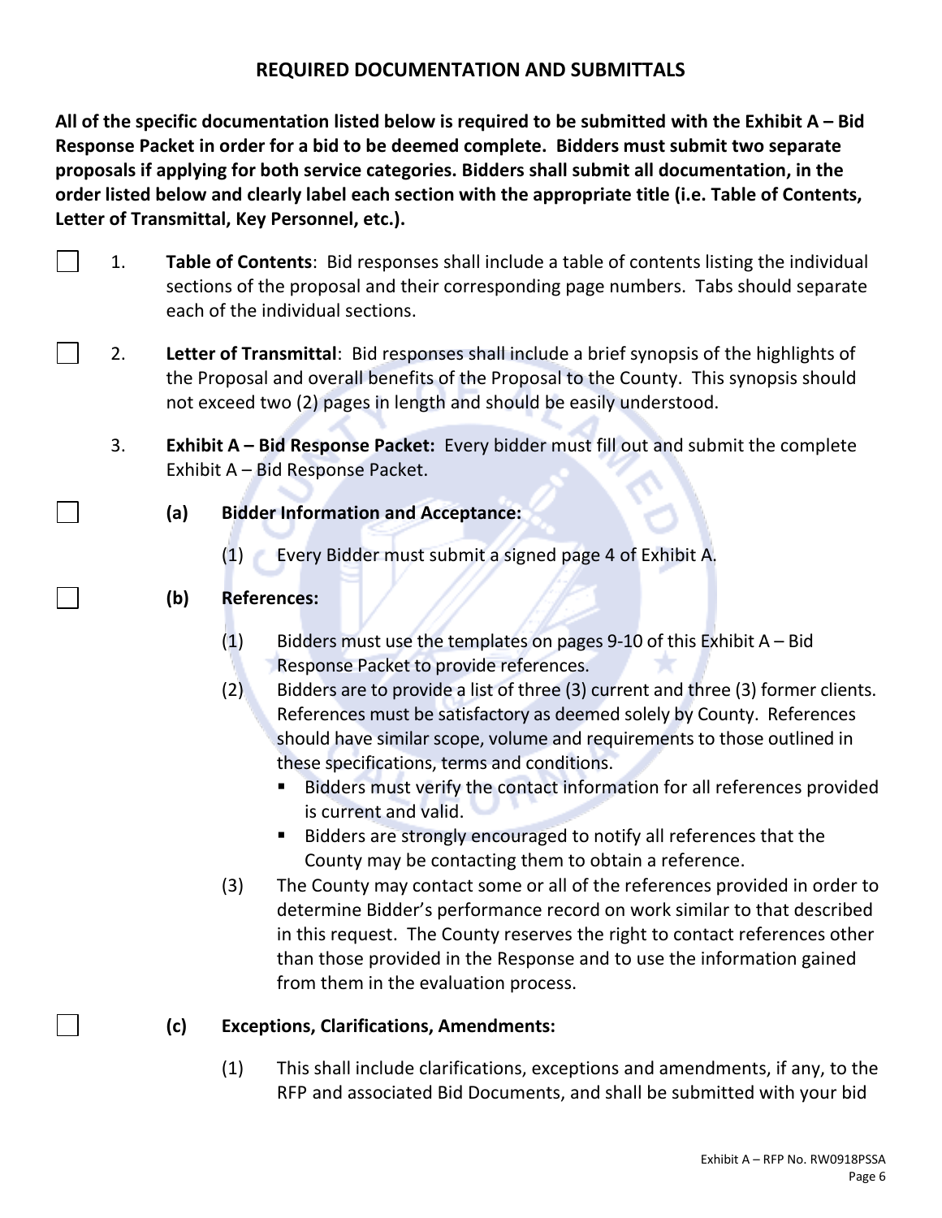## REQUIRED DOCUMENTATION AND SUBMITTALS

**All of the specific documentation listed below is required to be submitted with the Exhibit A – Bid Response Packet in order for a bid to be deemed complete. Bidders must submit two separate proposals if applying for both service categories. Bidders shall submit all documentation, in the order listed below and clearly label each section with the appropriate title (i.e. Table of Contents, Letter of Transmittal, Key Personnel, etc.).**

☐ 1. **Table of Contents**: Bid responses shall include a table of contents listing the individual sections of the proposal and their corresponding page numbers. Tabs should separate each of the individual sections.

☐ 2. **Letter of Transmittal**: Bid responses shall include a brief synopsis of the highlights of the Proposal and overall benefits of the Proposal to the County. This synopsis should not exceed two (2) pages in length and should be easily understood.

3. **Exhibit A – Bid Response Packet:** Every bidder must fill out and submit the complete Exhibit A – Bid Response Packet.

☐ **(a) Bidder Information and Acceptance:**

(1) Every Bidder must submit a signed page 4 of Exhibit A.

☐ **(b) References:**

(1) Bidders must use the templates on pages 9-10 of this Exhibit A – Bid Response Packet to provide references.

(2) Bidders are to provide a list of three (3) current and three (3) former clients. References must be satisfactory as deemed solely by County. References should have similar scope, volume and requirements to those outlined in these specifications, terms and conditions.

- Bidders must verify the contact information for all references provided is current and valid.
- Bidders are strongly encouraged to notify all references that the County may be contacting them to obtain a reference.

(3) The County may contact some or all of the references provided in order to determine Bidder's performance record on work similar to that described in this request. The County reserves the right to contact references other than those provided in the Response and to use the information gained from them in the evaluation process.

☐ **(c) Exceptions, Clarifications, Amendments:**

(1) This shall include clarifications, exceptions and amendments, if any, to the RFP and associated Bid Documents, and shall be submitted with your bid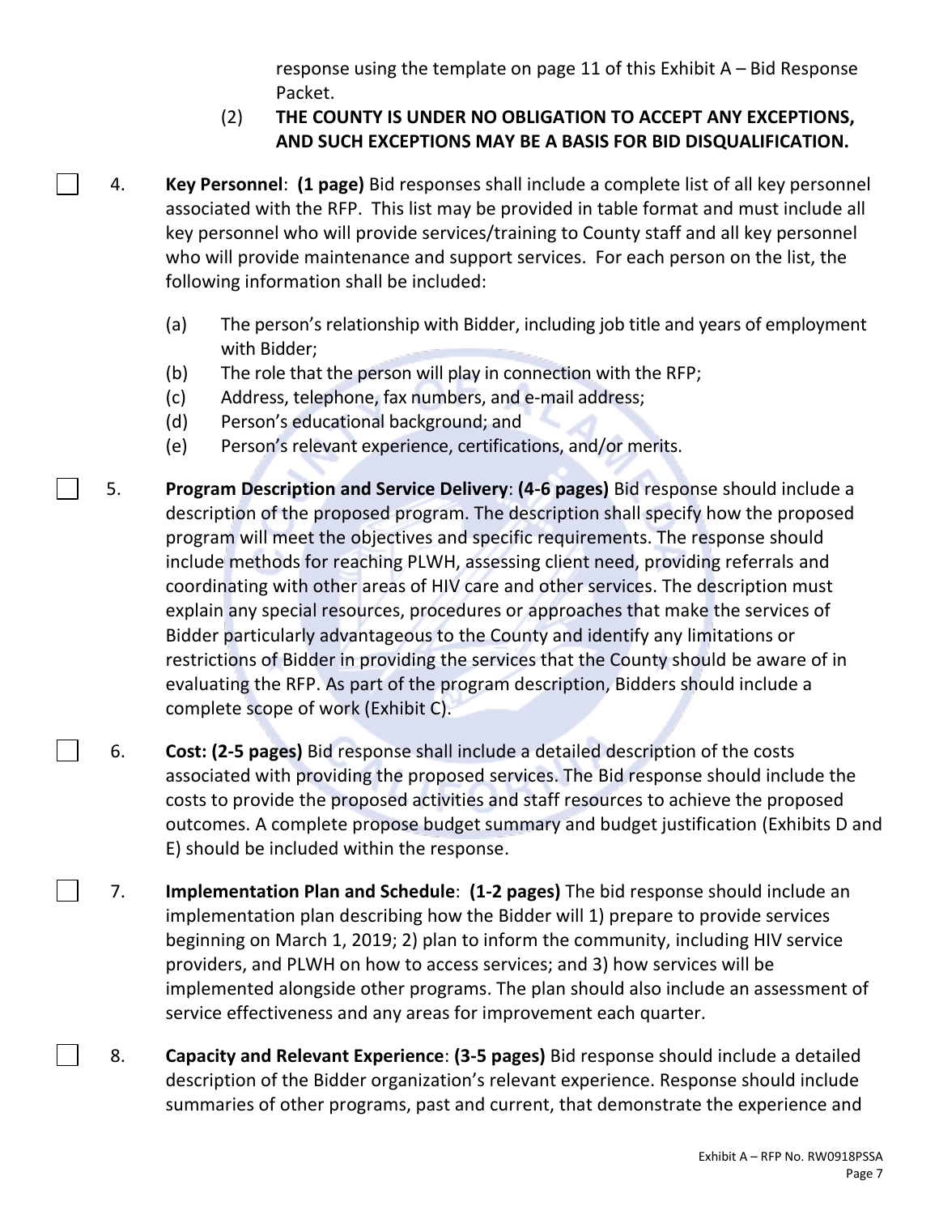response using the template on page 11 of this Exhibit A – Bid Response Packet.

(2) **THE COUNTY IS UNDER NO OBLIGATION TO ACCEPT ANY EXCEPTIONS, AND SUCH EXCEPTIONS MAY BE A BASIS FOR BID DISQUALIFICATION.**

☐ 4. **Key Personnel**: **(1 page)** Bid responses shall include a complete list of all key personnel associated with the RFP. This list may be provided in table format and must include all key personnel who will provide services/training to County staff and all key personnel who will provide maintenance and support services. For each person on the list, the following information shall be included:

(a) The person's relationship with Bidder, including job title and years of employment with Bidder;
(b) The role that the person will play in connection with the RFP;
(c) Address, telephone, fax numbers, and e-mail address;
(d) Person's educational background; and
(e) Person's relevant experience, certifications, and/or merits.

☐ 5. **Program Description and Service Delivery**: **(4-6 pages)** Bid response should include a description of the proposed program. The description shall specify how the proposed program will meet the objectives and specific requirements. The response should include methods for reaching PLWH, assessing client need, providing referrals and coordinating with other areas of HIV care and other services. The description must explain any special resources, procedures or approaches that make the services of Bidder particularly advantageous to the County and identify any limitations or restrictions of Bidder in providing the services that the County should be aware of in evaluating the RFP. As part of the program description, Bidders should include a complete scope of work (Exhibit C).

☐ 6. **Cost: (2-5 pages)** Bid response shall include a detailed description of the costs associated with providing the proposed services. The Bid response should include the costs to provide the proposed activities and staff resources to achieve the proposed outcomes. A complete propose budget summary and budget justification (Exhibits D and E) should be included within the response.

☐ 7. **Implementation Plan and Schedule**: **(1-2 pages)** The bid response should include an implementation plan describing how the Bidder will 1) prepare to provide services beginning on March 1, 2019; 2) plan to inform the community, including HIV service providers, and PLWH on how to access services; and 3) how services will be implemented alongside other programs. The plan should also include an assessment of service effectiveness and any areas for improvement each quarter.

☐ 8. **Capacity and Relevant Experience**: **(3-5 pages)** Bid response should include a detailed description of the Bidder organization's relevant experience. Response should include summaries of other programs, past and current, that demonstrate the experience and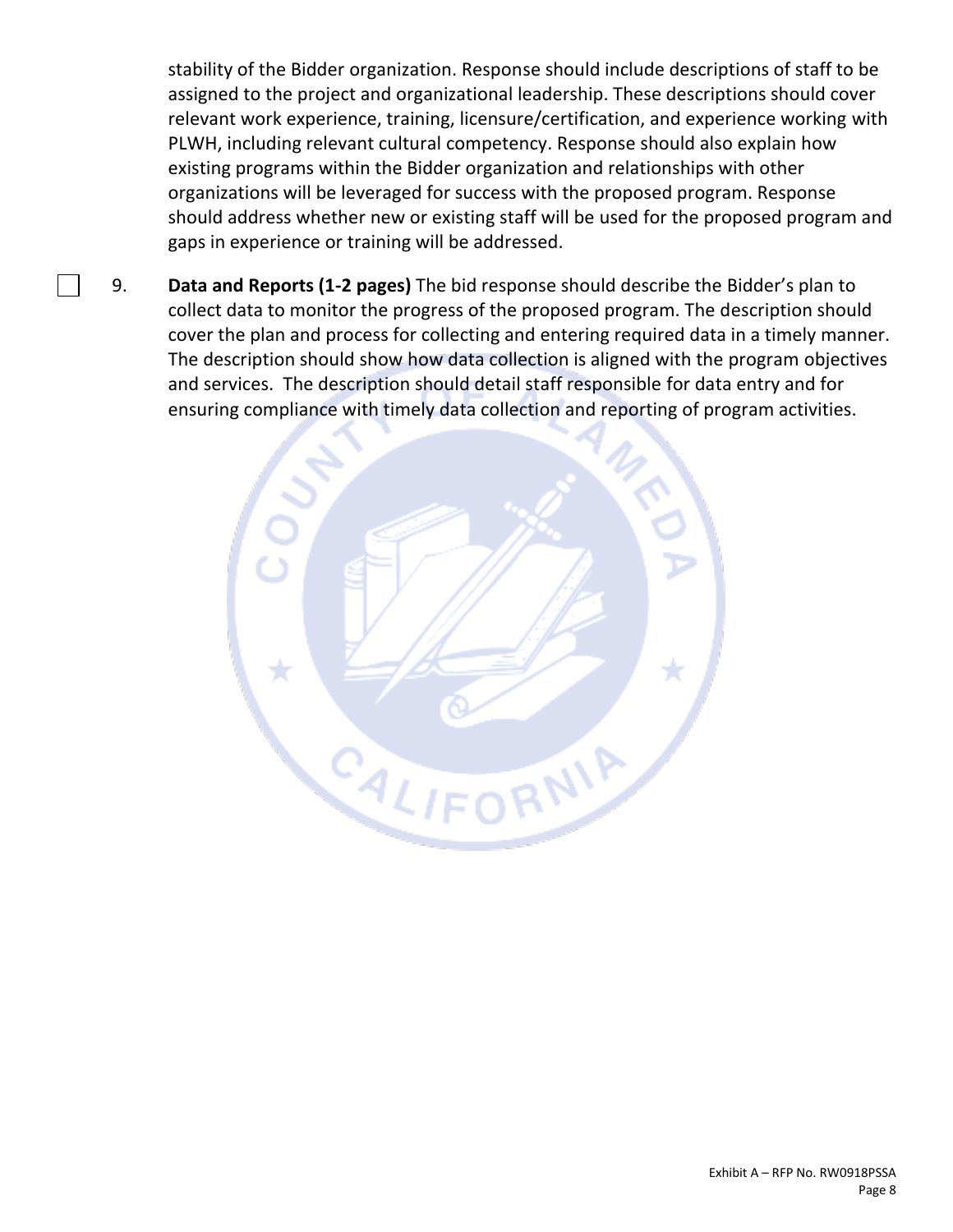stability of the Bidder organization. Response should include descriptions of staff to be assigned to the project and organizational leadership. These descriptions should cover relevant work experience, training, licensure/certification, and experience working with PLWH, including relevant cultural competency. Response should also explain how existing programs within the Bidder organization and relationships with other organizations will be leveraged for success with the proposed program. Response should address whether new or existing staff will be used for the proposed program and gaps in experience or training will be addressed.

☐ 9. **Data and Reports (1-2 pages)** The bid response should describe the Bidder's plan to collect data to monitor the progress of the proposed program. The description should cover the plan and process for collecting and entering required data in a timely manner. The description should show how data collection is aligned with the program objectives and services. The description should detail staff responsible for data entry and for ensuring compliance with timely data collection and reporting of program activities.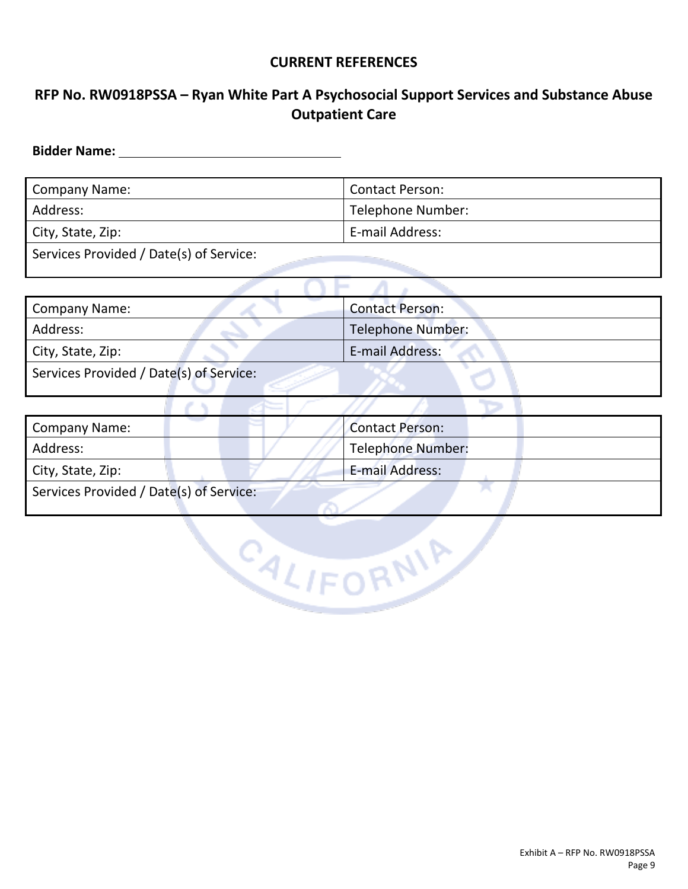**CURRENT REFERENCES**

**RFP No. RW0918PSSA – Ryan White Part A Psychosocial Support Services and Substance Abuse Outpatient Care**

**Bidder Name:** ______________________________

| Company Name: | Contact Person: |
|---|---|
| Address: | Telephone Number: |
| City, State, Zip: | E-mail Address: |
| Services Provided / Date(s) of Service: | |

| Company Name: | Contact Person: |
|---|---|
| Address: | Telephone Number: |
| City, State, Zip: | E-mail Address: |
| Services Provided / Date(s) of Service: | |

| Company Name: | Contact Person: |
|---|---|
| Address: | Telephone Number: |
| City, State, Zip: | E-mail Address: |
| Services Provided / Date(s) of Service: | |

Exhibit A – RFP No. RW0918PSSA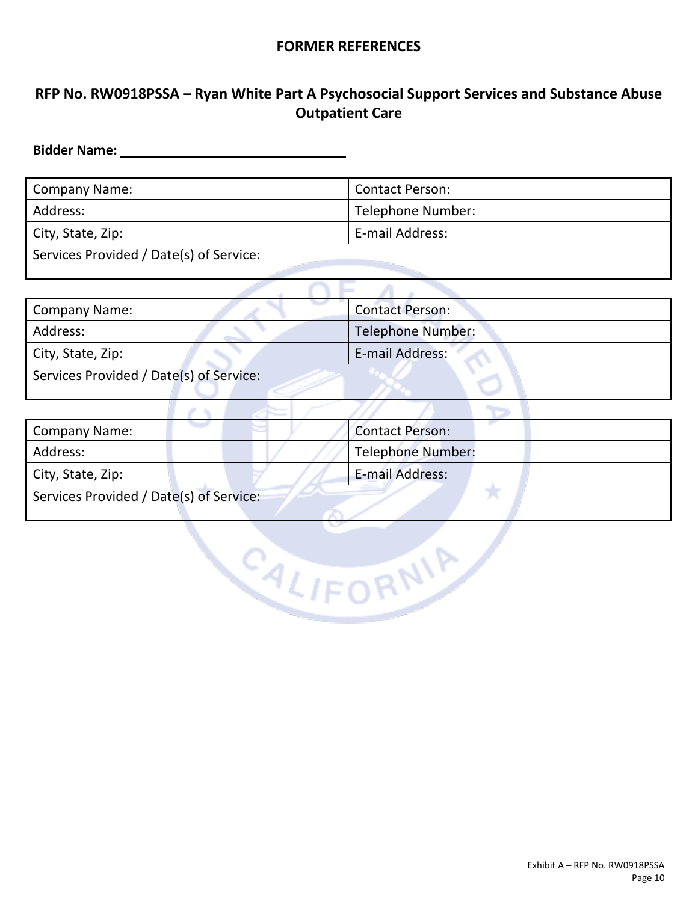## FORMER REFERENCES

### RFP No. RW0918PSSA – Ryan White Part A Psychosocial Support Services and Substance Abuse Outpatient Care

**Bidder Name:** ______________________________

| Company Name: | Contact Person: |
|---|---|
| Address: | Telephone Number: |
| City, State, Zip: | E-mail Address: |
| Services Provided / Date(s) of Service: | |

| Company Name: | Contact Person: |
|---|---|
| Address: | Telephone Number: |
| City, State, Zip: | E-mail Address: |
| Services Provided / Date(s) of Service: | |

| Company Name: | Contact Person: |
|---|---|
| Address: | Telephone Number: |
| City, State, Zip: | E-mail Address: |
| Services Provided / Date(s) of Service: | |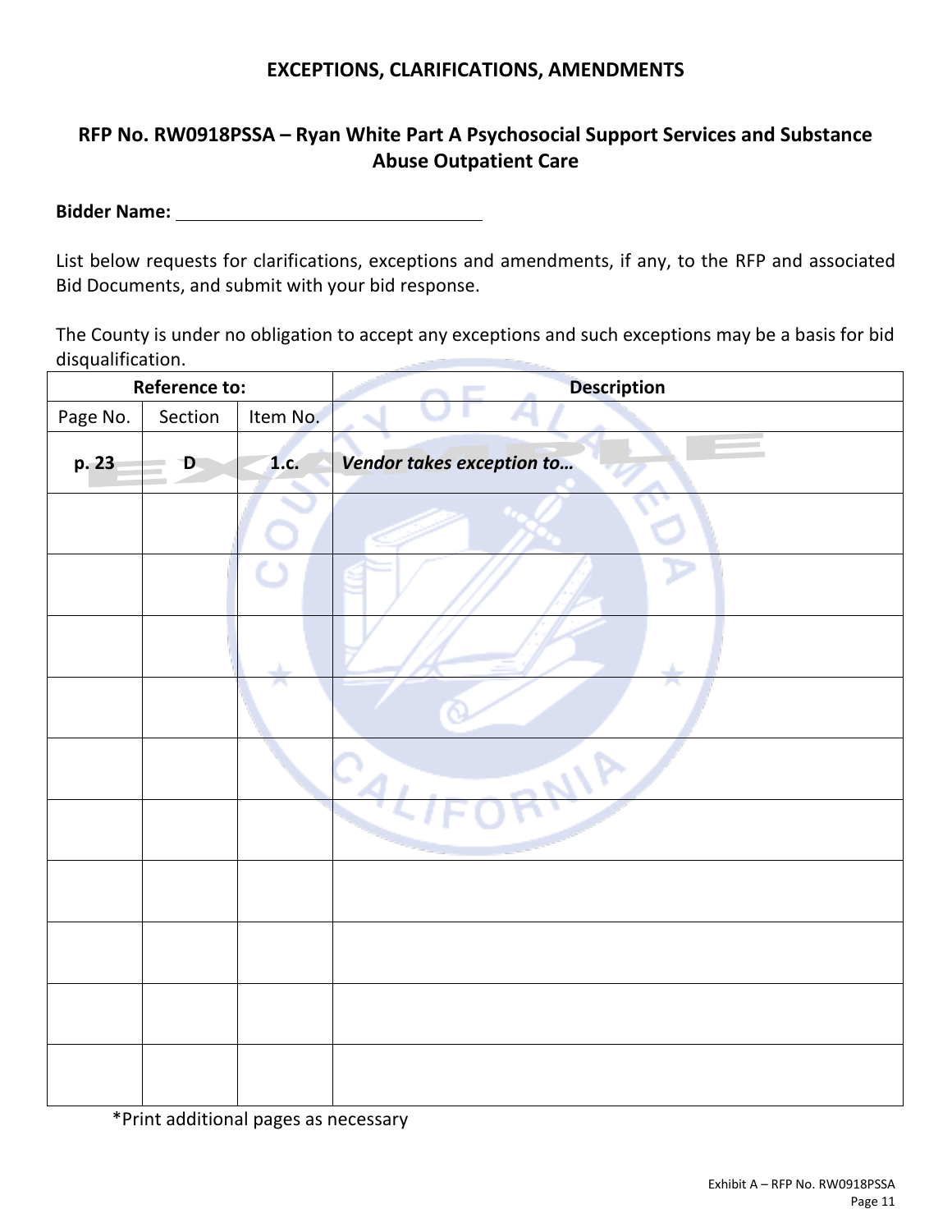## EXCEPTIONS, CLARIFICATIONS, AMENDMENTS

### RFP No. RW0918PSSA – Ryan White Part A Psychosocial Support Services and Substance Abuse Outpatient Care

**Bidder Name:** ______________________________

List below requests for clarifications, exceptions and amendments, if any, to the RFP and associated Bid Documents, and submit with your bid response.

The County is under no obligation to accept any exceptions and such exceptions may be a basis for bid disqualification.

| **Reference to:** | | | **Description** |
|---|---|---|---|
| Page No. | Section | Item No. | |
| **p. 23** | **D** | **1.c.** | ***Vendor takes exception to…*** |
| | | | |
| | | | |
| | | | |
| | | | |
| | | | |
| | | | |
| | | | |
| | | | |
| | | | |
| | | | |

*Print additional pages as necessary

Exhibit A – RFP No. RW0918PSSA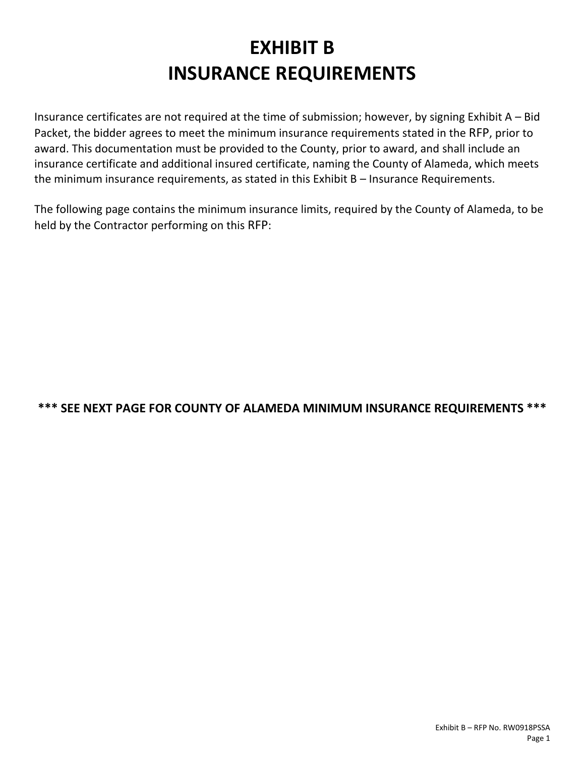# EXHIBIT B
# INSURANCE REQUIREMENTS

Insurance certificates are not required at the time of submission; however, by signing Exhibit A – Bid Packet, the bidder agrees to meet the minimum insurance requirements stated in the RFP, prior to award. This documentation must be provided to the County, prior to award, and shall include an insurance certificate and additional insured certificate, naming the County of Alameda, which meets the minimum insurance requirements, as stated in this Exhibit B – Insurance Requirements.

The following page contains the minimum insurance limits, required by the County of Alameda, to be held by the Contractor performing on this RFP:

**\*\*\* SEE NEXT PAGE FOR COUNTY OF ALAMEDA MINIMUM INSURANCE REQUIREMENTS \*\*\***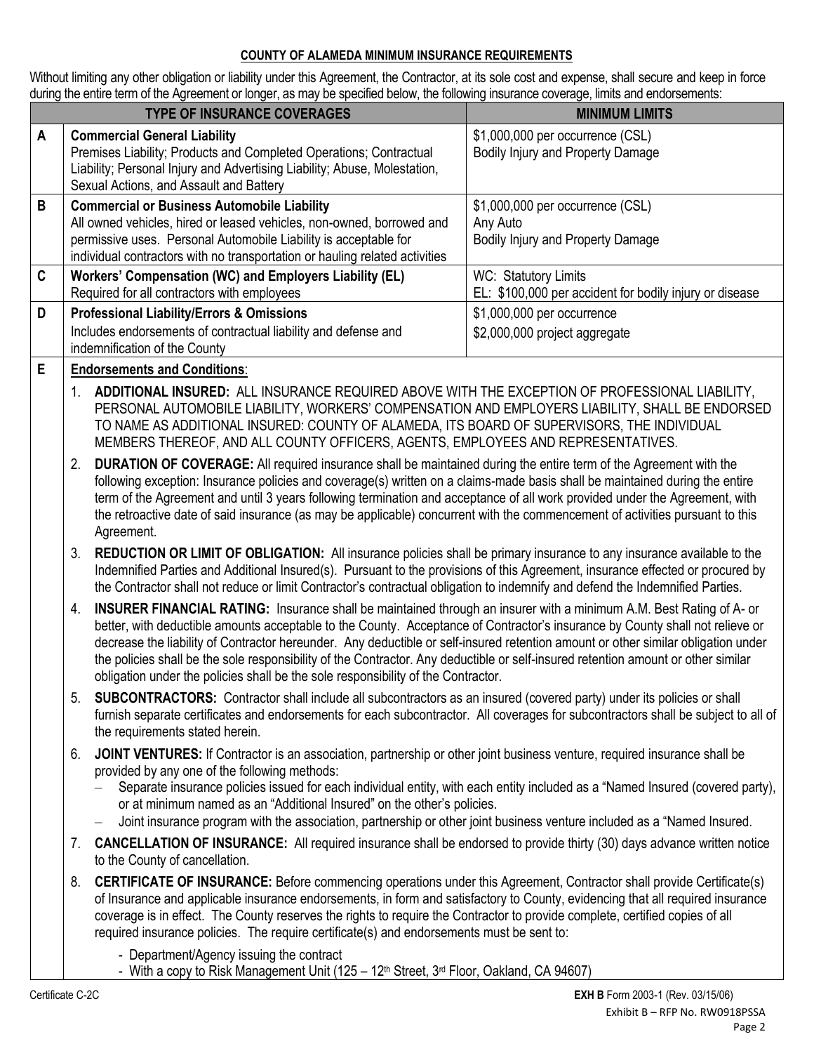**COUNTY OF ALAMEDA MINIMUM INSURANCE REQUIREMENTS**

Without limiting any other obligation or liability under this Agreement, the Contractor, at its sole cost and expense, shall secure and keep in force during the entire term of the Agreement or longer, as may be specified below, the following insurance coverage, limits and endorsements:

| | TYPE OF INSURANCE COVERAGES | MINIMUM LIMITS |
|---|---|---|
| A | **Commercial General Liability**<br>Premises Liability; Products and Completed Operations; Contractual Liability; Personal Injury and Advertising Liability; Abuse, Molestation, Sexual Actions, and Assault and Battery | \$1,000,000 per occurrence (CSL)<br>Bodily Injury and Property Damage |
| B | **Commercial or Business Automobile Liability**<br>All owned vehicles, hired or leased vehicles, non-owned, borrowed and permissive uses. Personal Automobile Liability is acceptable for individual contractors with no transportation or hauling related activities | \$1,000,000 per occurrence (CSL)<br>Any Auto<br>Bodily Injury and Property Damage |
| C | **Workers' Compensation (WC) and Employers Liability (EL)**<br>Required for all contractors with employees | WC: Statutory Limits<br>EL: \$100,000 per accident for bodily injury or disease |
| D | **Professional Liability/Errors & Omissions**<br>Includes endorsements of contractual liability and defense and indemnification of the County | \$1,000,000 per occurrence<br>\$2,000,000 project aggregate |

**E** **Endorsements and Conditions**:

1. **ADDITIONAL INSURED:** ALL INSURANCE REQUIRED ABOVE WITH THE EXCEPTION OF PROFESSIONAL LIABILITY, PERSONAL AUTOMOBILE LIABILITY, WORKERS' COMPENSATION AND EMPLOYERS LIABILITY, SHALL BE ENDORSED TO NAME AS ADDITIONAL INSURED: COUNTY OF ALAMEDA, ITS BOARD OF SUPERVISORS, THE INDIVIDUAL MEMBERS THEREOF, AND ALL COUNTY OFFICERS, AGENTS, EMPLOYEES AND REPRESENTATIVES.
2. **DURATION OF COVERAGE:** All required insurance shall be maintained during the entire term of the Agreement with the following exception: Insurance policies and coverage(s) written on a claims-made basis shall be maintained during the entire term of the Agreement and until 3 years following termination and acceptance of all work provided under the Agreement, with the retroactive date of said insurance (as may be applicable) concurrent with the commencement of activities pursuant to this Agreement.
3. **REDUCTION OR LIMIT OF OBLIGATION:** All insurance policies shall be primary insurance to any insurance available to the Indemnified Parties and Additional Insured(s). Pursuant to the provisions of this Agreement, insurance effected or procured by the Contractor shall not reduce or limit Contractor's contractual obligation to indemnify and defend the Indemnified Parties.
4. **INSURER FINANCIAL RATING:** Insurance shall be maintained through an insurer with a minimum A.M. Best Rating of A- or better, with deductible amounts acceptable to the County. Acceptance of Contractor's insurance by County shall not relieve or decrease the liability of Contractor hereunder. Any deductible or self-insured retention amount or other similar obligation under the policies shall be the sole responsibility of the Contractor. Any deductible or self-insured retention amount or other similar obligation under the policies shall be the sole responsibility of the Contractor.
5. **SUBCONTRACTORS:** Contractor shall include all subcontractors as an insured (covered party) under its policies or shall furnish separate certificates and endorsements for each subcontractor. All coverages for subcontractors shall be subject to all of the requirements stated herein.
6. **JOINT VENTURES:** If Contractor is an association, partnership or other joint business venture, required insurance shall be provided by any one of the following methods:
   - Separate insurance policies issued for each individual entity, with each entity included as a "Named Insured (covered party), or at minimum named as an "Additional Insured" on the other's policies.
   - Joint insurance program with the association, partnership or other joint business venture included as a "Named Insured.
7. **CANCELLATION OF INSURANCE:** All required insurance shall be endorsed to provide thirty (30) days advance written notice to the County of cancellation.
8. **CERTIFICATE OF INSURANCE:** Before commencing operations under this Agreement, Contractor shall provide Certificate(s) of Insurance and applicable insurance endorsements, in form and satisfactory to County, evidencing that all required insurance coverage is in effect. The County reserves the rights to require the Contractor to provide complete, certified copies of all required insurance policies. The require certificate(s) and endorsements must be sent to:
   - Department/Agency issuing the contract
   - With a copy to Risk Management Unit (125 – 12th Street, 3rd Floor, Oakland, CA 94607)

Certificate C-2C

**EXH B** Form 2003-1 (Rev. 03/15/06)

Exhibit B – RFP No. RW0918PSSA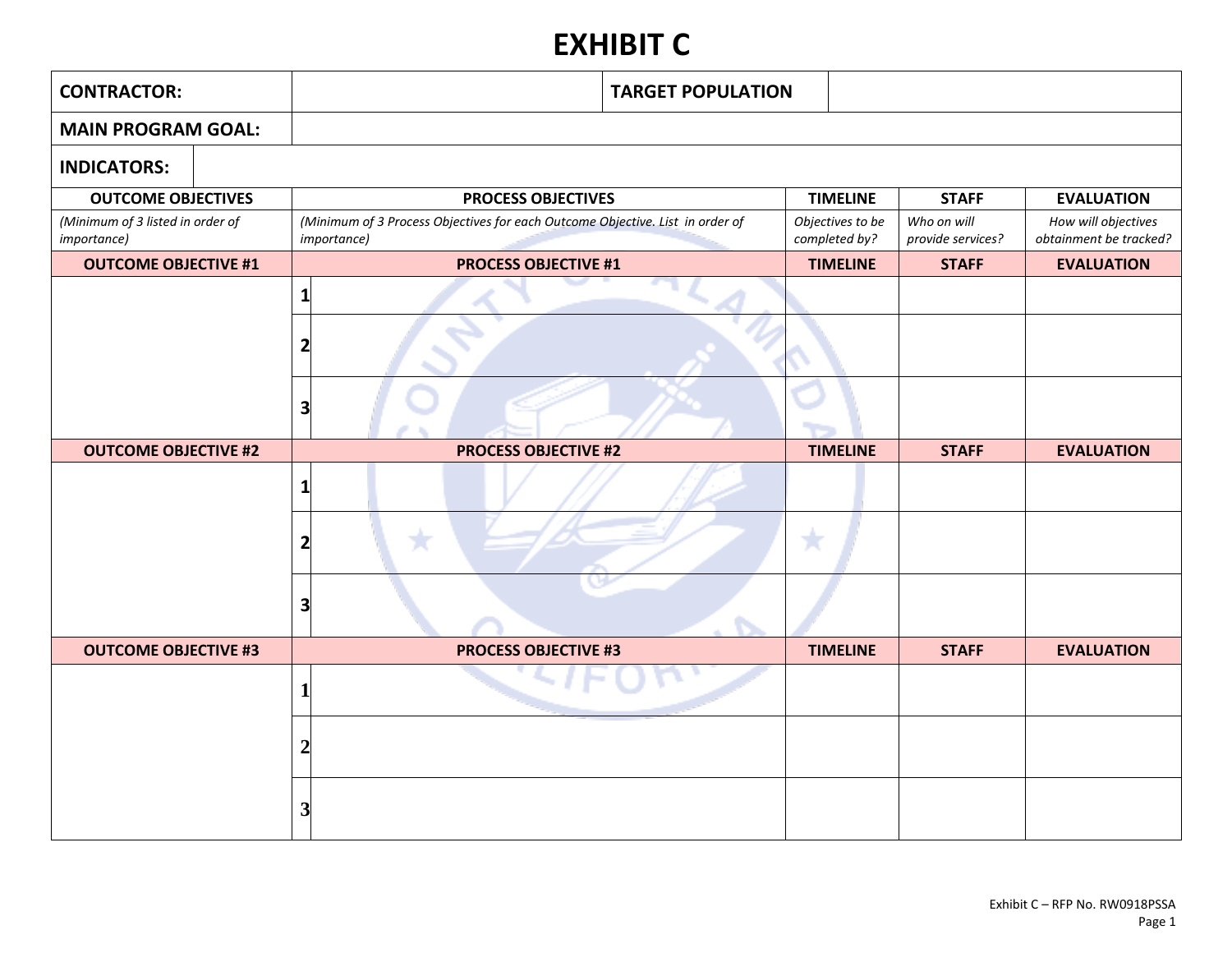# EXHIBIT C

| **CONTRACTOR:** | | **TARGET POPULATION** | | | |
|---|---|---|---|---|---|
| **MAIN PROGRAM GOAL:** | | | | | |
| **INDICATORS:** | | | | | |
| **OUTCOME OBJECTIVES** | **PROCESS OBJECTIVES** | | **TIMELINE** | **STAFF** | **EVALUATION** |
| *(Minimum of 3 listed in order of importance)* | *(Minimum of 3 Process Objectives for each Outcome Objective. List in order of importance)* | | *Objectives to be completed by?* | *Who on will provide services?* | *How will objectives obtainment be tracked?* |
| **OUTCOME OBJECTIVE #1** | **PROCESS OBJECTIVE #1** | | **TIMELINE** | **STAFF** | **EVALUATION** |
| | 1 | | | | |
| | 2 | | | | |
| | 3 | | | | |
| **OUTCOME OBJECTIVE #2** | **PROCESS OBJECTIVE #2** | | **TIMELINE** | **STAFF** | **EVALUATION** |
| | 1 | | | | |
| | 2 | | | | |
| | 3 | | | | |
| **OUTCOME OBJECTIVE #3** | **PROCESS OBJECTIVE #3** | | **TIMELINE** | **STAFF** | **EVALUATION** |
| | 1 | | | | |
| | 2 | | | | |
| | 3 | | | | |

Exhibit C – RFP No. RW0918PSSA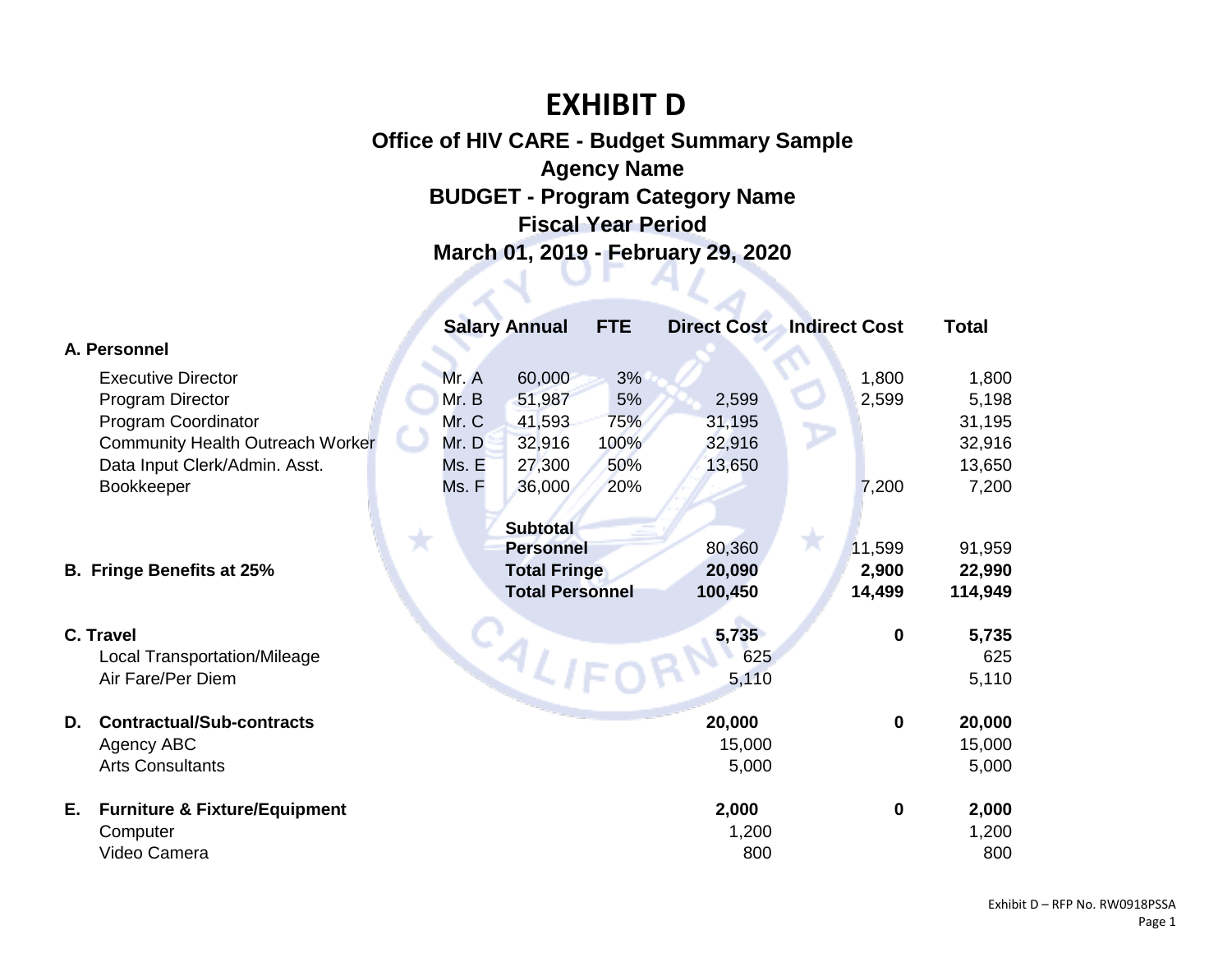# EXHIBIT D

**Office of HIV CARE - Budget Summary Sample**
**Agency Name**
**BUDGET - Program Category Name**
**Fiscal Year Period**
**March 01, 2019 - February 29, 2020**

| | | Salary Annual | FTE | Direct Cost | Indirect Cost | Total |
|---|---|---|---|---|---|---|
| **A. Personnel** | | | | | | |
| Executive Director | Mr. A | 60,000 | 3% | | 1,800 | 1,800 |
| Program Director | Mr. B | 51,987 | 5% | 2,599 | 2,599 | 5,198 |
| Program Coordinator | Mr. C | 41,593 | 75% | 31,195 | | 31,195 |
| Community Health Outreach Worker | Mr. D | 32,916 | 100% | 32,916 | | 32,916 |
| Data Input Clerk/Admin. Asst. | Ms. E | 27,300 | 50% | 13,650 | | 13,650 |
| Bookkeeper | Ms. F | 36,000 | 20% | | 7,200 | 7,200 |
| | | **Subtotal Personnel** | | 80,360 | 11,599 | 91,959 |
| **B. Fringe Benefits at 25%** | | **Total Fringe** | | **20,090** | **2,900** | **22,990** |
| | | **Total Personnel** | | **100,450** | **14,499** | **114,949** |
| **C. Travel** | | | | **5,735** | **0** | **5,735** |
| Local Transportation/Mileage | | | | 625 | | 625 |
| Air Fare/Per Diem | | | | 5,110 | | 5,110 |
| **D. Contractual/Sub-contracts** | | | | **20,000** | **0** | **20,000** |
| Agency ABC | | | | 15,000 | | 15,000 |
| Arts Consultants | | | | 5,000 | | 5,000 |
| **E. Furniture & Fixture/Equipment** | | | | **2,000** | **0** | **2,000** |
| Computer | | | | 1,200 | | 1,200 |
| Video Camera | | | | 800 | | 800 |

Exhibit D – RFP No. RW0918PSSA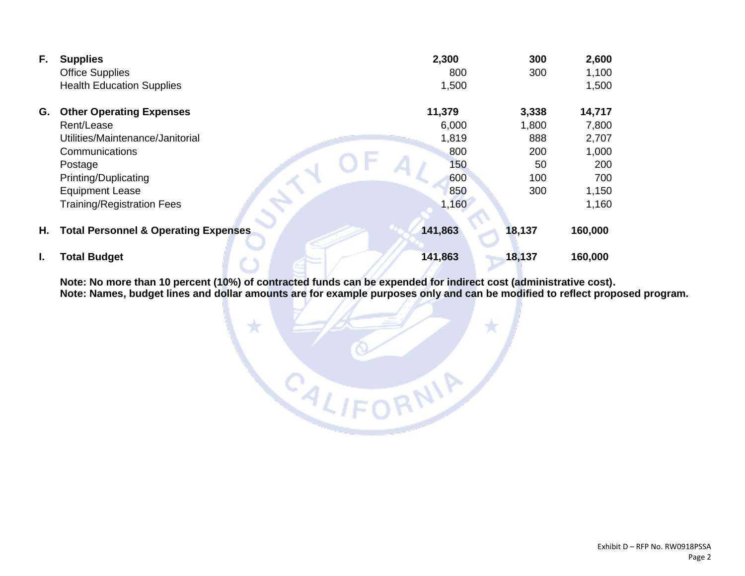| | | | | |
|---|---|---|---|---|
| **F.** | **Supplies** | **2,300** | **300** | **2,600** |
| | Office Supplies | 800 | 300 | 1,100 |
| | Health Education Supplies | 1,500 | | 1,500 |
| **G.** | **Other Operating Expenses** | **11,379** | **3,338** | **14,717** |
| | Rent/Lease | 6,000 | 1,800 | 7,800 |
| | Utilities/Maintenance/Janitorial | 1,819 | 888 | 2,707 |
| | Communications | 800 | 200 | 1,000 |
| | Postage | 150 | 50 | 200 |
| | Printing/Duplicating | 600 | 100 | 700 |
| | Equipment Lease | 850 | 300 | 1,150 |
| | Training/Registration Fees | 1,160 | | 1,160 |
| **H.** | **Total Personnel & Operating Expenses** | **141,863** | **18,137** | **160,000** |
| **I.** | **Total Budget** | **141,863** | **18,137** | **160,000** |

**Note: No more than 10 percent (10%) of contracted funds can be expended for indirect cost (administrative cost).**
**Note: Names, budget lines and dollar amounts are for example purposes only and can be modified to reflect proposed program.**

Exhibit D – RFP No. RW0918PSSA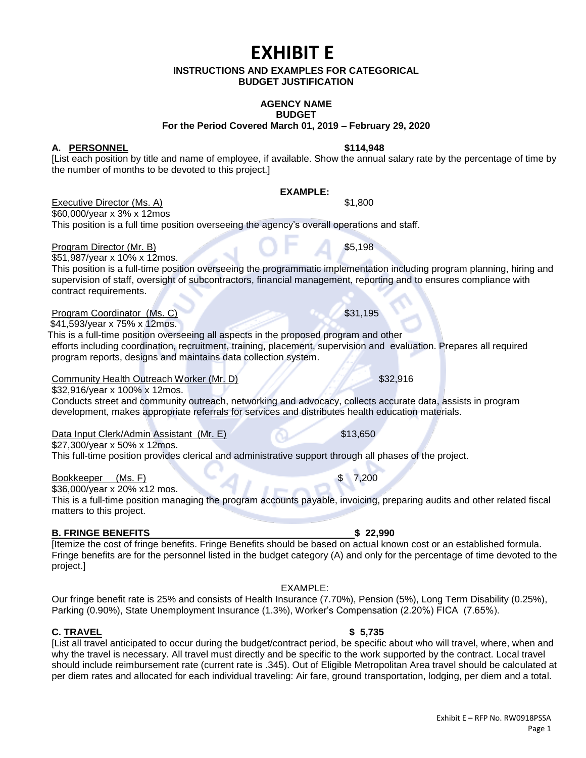# EXHIBIT E

**INSTRUCTIONS AND EXAMPLES FOR CATEGORICAL BUDGET JUSTIFICATION**

**AGENCY NAME**
**BUDGET**
**For the Period Covered March 01, 2019 – February 29, 2020**

**A. PERSONNEL** **$114,948**

[List each position by title and name of employee, if available. Show the annual salary rate by the percentage of time by the number of months to be devoted to this project.]

**EXAMPLE:**

Executive Director (Ms. A) $1,800
$60,000/year x 3% x 12mos
This position is a full time position overseeing the agency's overall operations and staff.

Program Director (Mr. B) $5,198
$51,987/year x 10% x 12mos.
This position is a full-time position overseeing the programmatic implementation including program planning, hiring and supervision of staff, oversight of subcontractors, financial management, reporting and to ensures compliance with contract requirements.

Program Coordinator (Ms. C) $31,195
$41,593/year x 75% x 12mos.
This is a full-time position overseeing all aspects in the proposed program and other efforts including coordination, recruitment, training, placement, supervision and evaluation. Prepares all required program reports, designs and maintains data collection system.

Community Health Outreach Worker (Mr. D) $32,916
$32,916/year x 100% x 12mos.
Conducts street and community outreach, networking and advocacy, collects accurate data, assists in program development, makes appropriate referrals for services and distributes health education materials.

Data Input Clerk/Admin Assistant (Mr. E) $13,650
$27,300/year x 50% x 12mos.
This full-time position provides clerical and administrative support through all phases of the project.

Bookkeeper (Ms. F) $ 7,200
$36,000/year x 20% x12 mos.
This is a full-time position managing the program accounts payable, invoicing, preparing audits and other related fiscal matters to this project.

**B. FRINGE BENEFITS** **$ 22,990**

[Itemize the cost of fringe benefits. Fringe Benefits should be based on actual known cost or an established formula. Fringe benefits are for the personnel listed in the budget category (A) and only for the percentage of time devoted to the project.]

EXAMPLE:

Our fringe benefit rate is 25% and consists of Health Insurance (7.70%), Pension (5%), Long Term Disability (0.25%), Parking (0.90%), State Unemployment Insurance (1.3%), Worker's Compensation (2.20%) FICA (7.65%).

**C. TRAVEL** **$ 5,735**

[List all travel anticipated to occur during the budget/contract period, be specific about who will travel, where, when and why the travel is necessary. All travel must directly and be specific to the work supported by the contract. Local travel should include reimbursement rate (current rate is .345). Out of Eligible Metropolitan Area travel should be calculated at per diem rates and allocated for each individual traveling: Air fare, ground transportation, lodging, per diem and a total.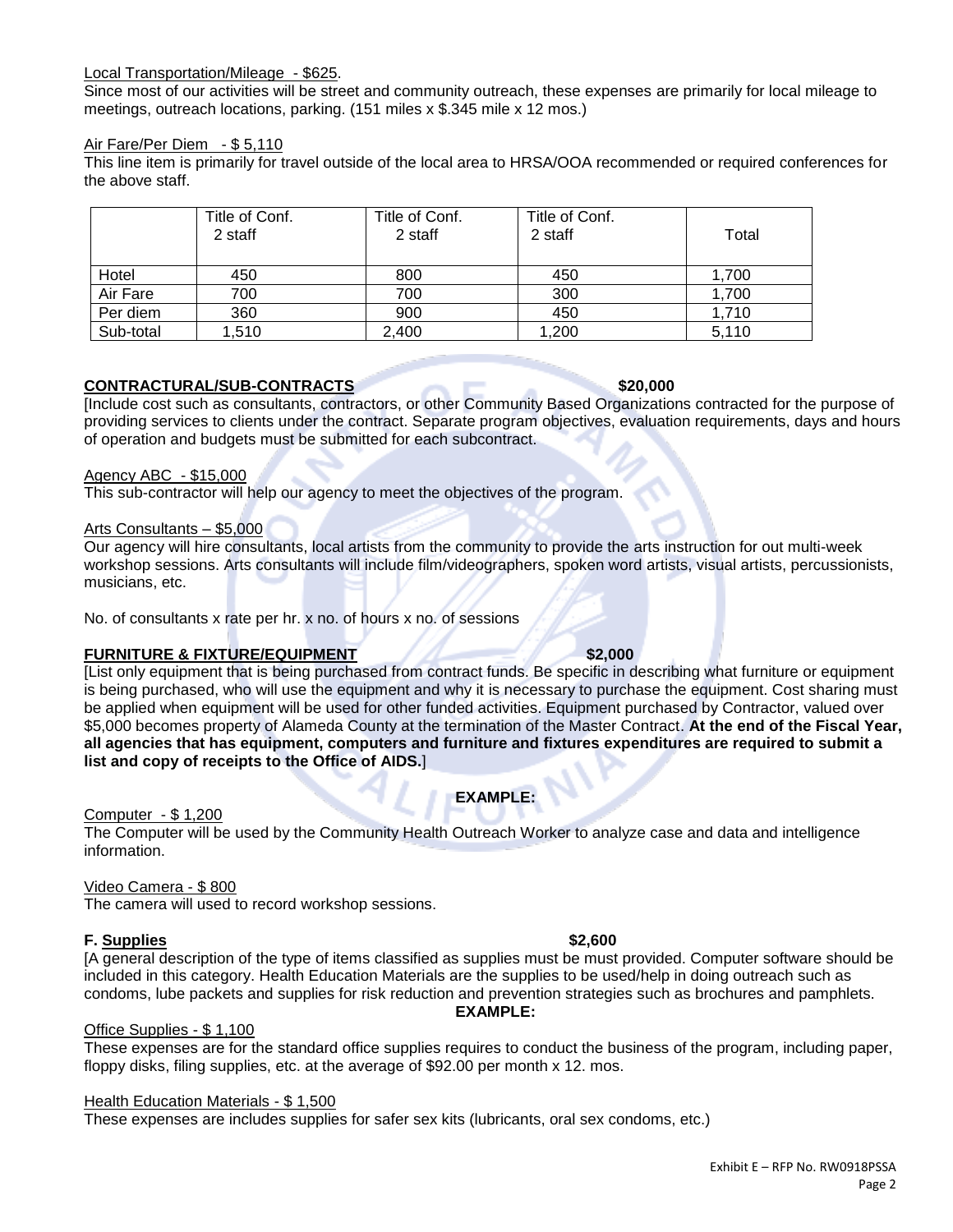Local Transportation/Mileage - $625.

Since most of our activities will be street and community outreach, these expenses are primarily for local mileage to meetings, outreach locations, parking. (151 miles x $.345 mile x 12 mos.)

Air Fare/Per Diem - $ 5,110

This line item is primarily for travel outside of the local area to HRSA/OOA recommended or required conferences for the above staff.

| | Title of Conf. 2 staff | Title of Conf. 2 staff | Title of Conf. 2 staff | Total |
|---|---|---|---|---|
| Hotel | 450 | 800 | 450 | 1,700 |
| Air Fare | 700 | 700 | 300 | 1,700 |
| Per diem | 360 | 900 | 450 | 1,710 |
| Sub-total | 1,510 | 2,400 | 1,200 | 5,110 |

**CONTRACTUAL/SUB-CONTRACTS** **$20,000**

[Include cost such as consultants, contractors, or other Community Based Organizations contracted for the purpose of providing services to clients under the contract. Separate program objectives, evaluation requirements, days and hours of operation and budgets must be submitted for each subcontract.

Agency ABC - $15,000

This sub-contractor will help our agency to meet the objectives of the program.

Arts Consultants – $5,000

Our agency will hire consultants, local artists from the community to provide the arts instruction for out multi-week workshop sessions. Arts consultants will include film/videographers, spoken word artists, visual artists, percussionists, musicians, etc.

No. of consultants x rate per hr. x no. of hours x no. of sessions

**FURNITURE & FIXTURE/EQUIPMENT** **$2,000**

[List only equipment that is being purchased from contract funds. Be specific in describing what furniture or equipment is being purchased, who will use the equipment and why it is necessary to purchase the equipment. Cost sharing must be applied when equipment will be used for other funded activities. Equipment purchased by Contractor, valued over $5,000 becomes property of Alameda County at the termination of the Master Contract. **At the end of the Fiscal Year, all agencies that has equipment, computers and furniture and fixtures expenditures are required to submit a list and copy of receipts to the Office of AIDS.**]

**EXAMPLE:**

Computer - $ 1,200

The Computer will be used by the Community Health Outreach Worker to analyze case and data and intelligence information.

Video Camera - $ 800

The camera will used to record workshop sessions.

**F. Supplies** **$2,600**

[A general description of the type of items classified as supplies must be must provided. Computer software should be included in this category. Health Education Materials are the supplies to be used/help in doing outreach such as condoms, lube packets and supplies for risk reduction and prevention strategies such as brochures and pamphlets.

**EXAMPLE:**

Office Supplies - $ 1,100

These expenses are for the standard office supplies requires to conduct the business of the program, including paper, floppy disks, filing supplies, etc. at the average of $92.00 per month x 12. mos.

Health Education Materials - $ 1,500

These expenses are includes supplies for safer sex kits (lubricants, oral sex condoms, etc.)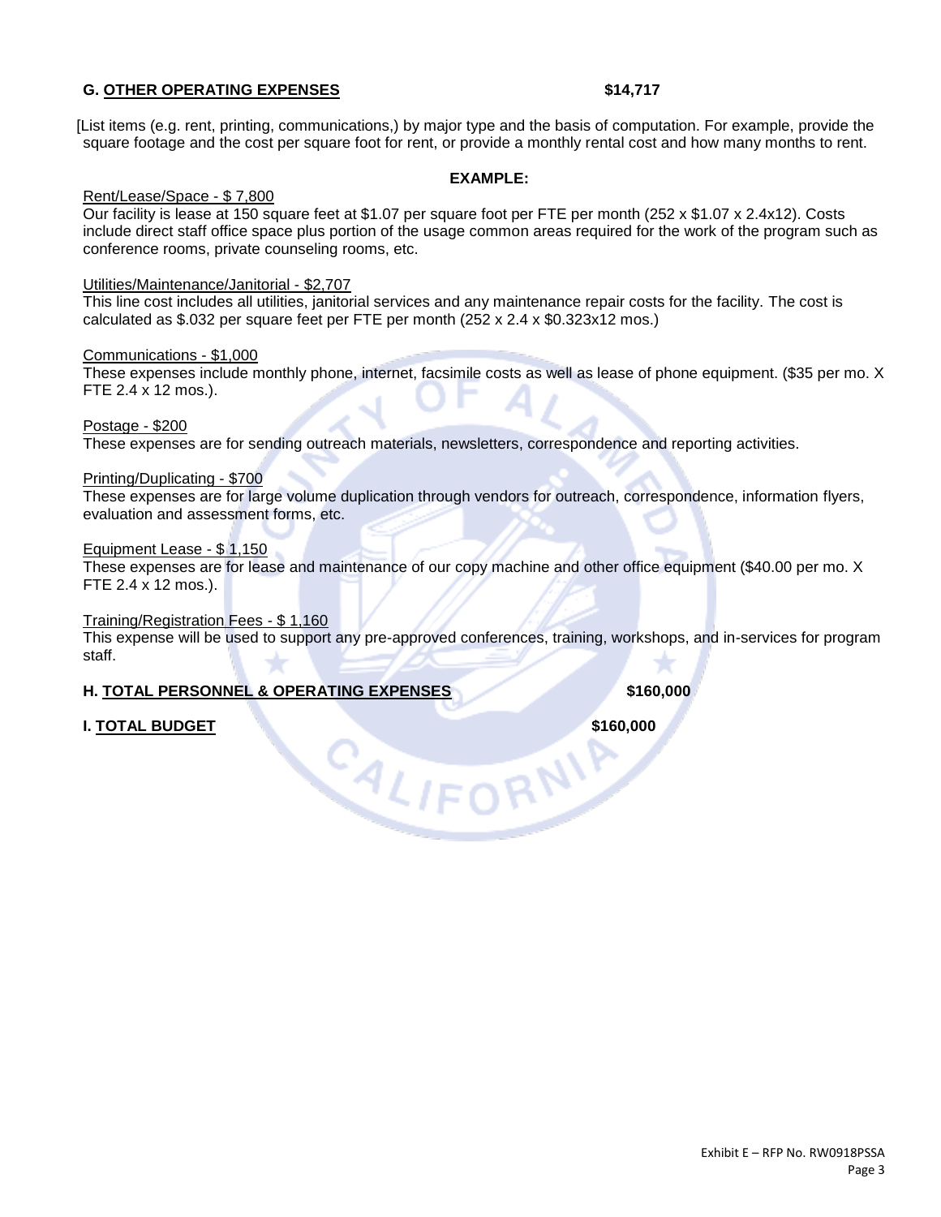**G. OTHER OPERATING EXPENSES** **$14,717**

[List items (e.g. rent, printing, communications,) by major type and the basis of computation. For example, provide the square footage and the cost per square foot for rent, or provide a monthly rental cost and how many months to rent.

**EXAMPLE:**

Rent/Lease/Space - $ 7,800
Our facility is lease at 150 square feet at $1.07 per square foot per FTE per month (252 x $1.07 x 2.4x12). Costs include direct staff office space plus portion of the usage common areas required for the work of the program such as conference rooms, private counseling rooms, etc.

Utilities/Maintenance/Janitorial - $2,707
This line cost includes all utilities, janitorial services and any maintenance repair costs for the facility. The cost is calculated as $.032 per square feet per FTE per month (252 x 2.4 x $0.323x12 mos.)

Communications - $1,000
These expenses include monthly phone, internet, facsimile costs as well as lease of phone equipment. ($35 per mo. X FTE 2.4 x 12 mos.).

Postage - $200
These expenses are for sending outreach materials, newsletters, correspondence and reporting activities.

Printing/Duplicating - $700
These expenses are for large volume duplication through vendors for outreach, correspondence, information flyers, evaluation and assessment forms, etc.

Equipment Lease - $ 1,150
These expenses are for lease and maintenance of our copy machine and other office equipment ($40.00 per mo. X FTE 2.4 x 12 mos.).

Training/Registration Fees - $ 1,160
This expense will be used to support any pre-approved conferences, training, workshops, and in-services for program staff.

**H. TOTAL PERSONNEL & OPERATING EXPENSES** **$160,000**

**I. TOTAL BUDGET** **$160,000**

Exhibit E – RFP No. RW0918PSSA